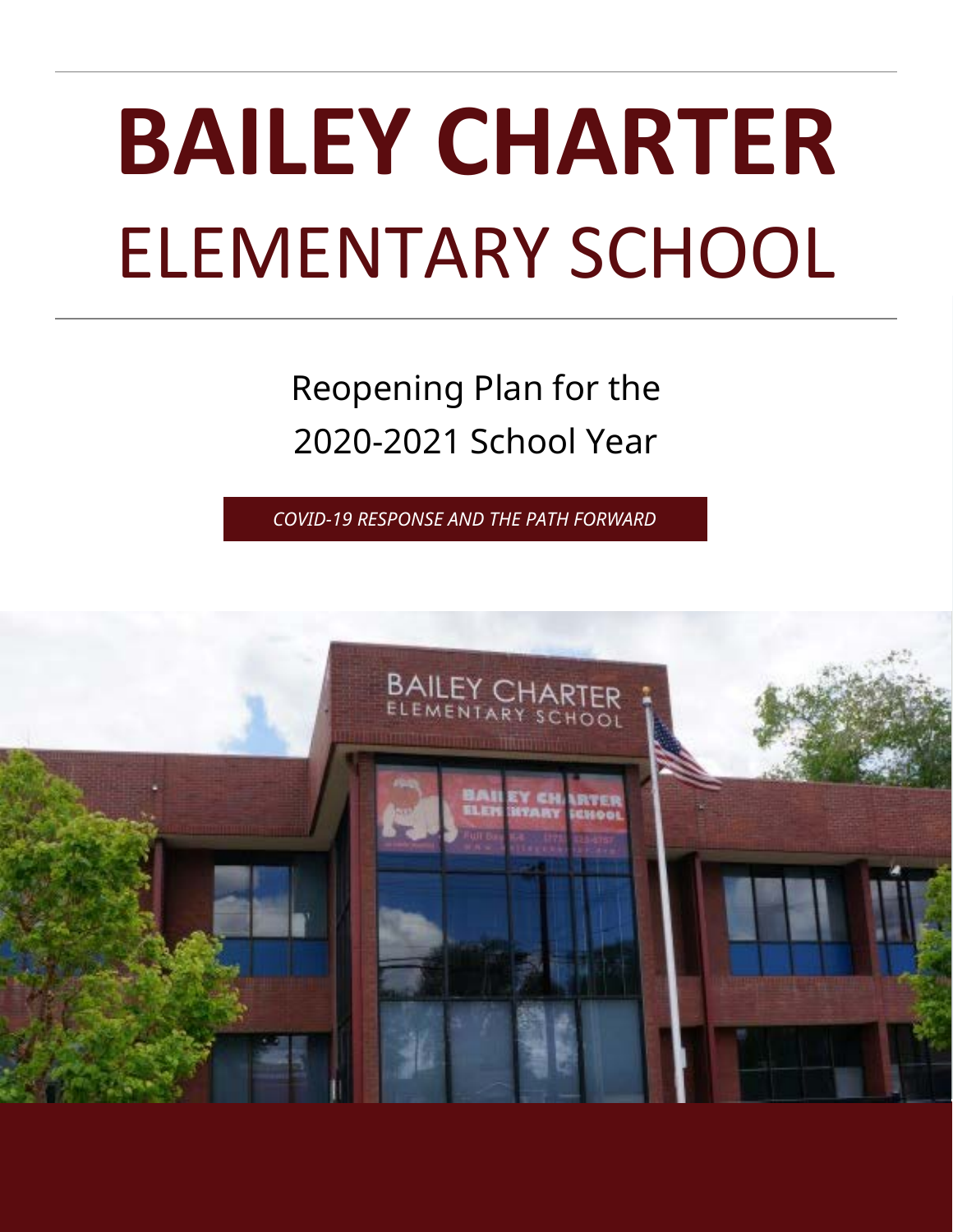# BAILEY CHARTER
# ELEMENTARY SCHOOL

Reopening Plan for the

2020-2021 School Year

*COVID-19 RESPONSE AND THE PATH FORWARD*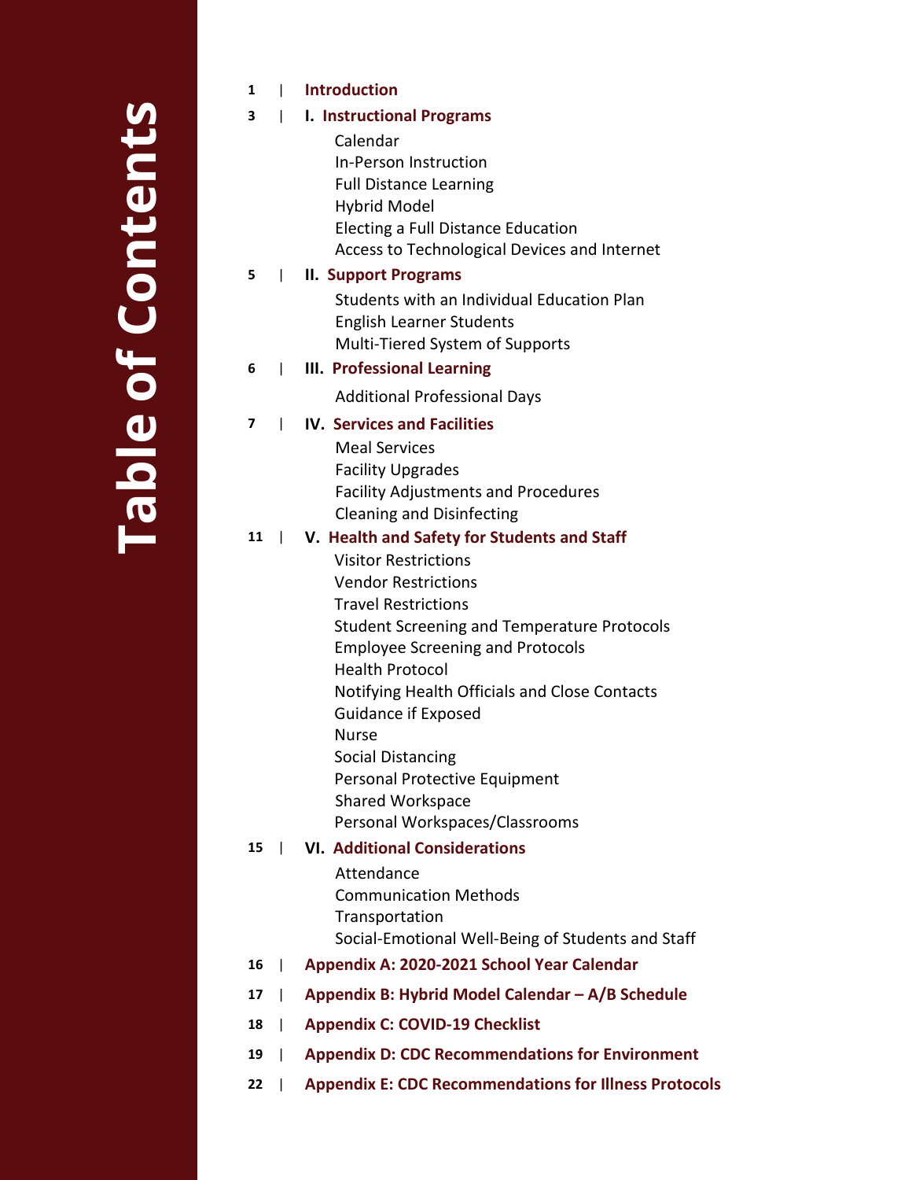# Table of Contents

1 | **Introduction**

3 | **I. Instructional Programs**

- Calendar
- In-Person Instruction
- Full Distance Learning
- Hybrid Model
- Electing a Full Distance Education
- Access to Technological Devices and Internet

5 | **II. Support Programs**

- Students with an Individual Education Plan
- English Learner Students
- Multi-Tiered System of Supports

6 | **III. Professional Learning**

- Additional Professional Days

7 | **IV. Services and Facilities**

- Meal Services
- Facility Upgrades
- Facility Adjustments and Procedures
- Cleaning and Disinfecting

11 | **V. Health and Safety for Students and Staff**

- Visitor Restrictions
- Vendor Restrictions
- Travel Restrictions
- Student Screening and Temperature Protocols
- Employee Screening and Protocols
- Health Protocol
- Notifying Health Officials and Close Contacts
- Guidance if Exposed
- Nurse
- Social Distancing
- Personal Protective Equipment
- Shared Workspace
- Personal Workspaces/Classrooms

15 | **VI. Additional Considerations**

- Attendance
- Communication Methods
- Transportation
- Social-Emotional Well-Being of Students and Staff

16 | **Appendix A: 2020-2021 School Year Calendar**

17 | **Appendix B: Hybrid Model Calendar – A/B Schedule**

18 | **Appendix C: COVID-19 Checklist**

19 | **Appendix D: CDC Recommendations for Environment**

22 | **Appendix E: CDC Recommendations for Illness Protocols**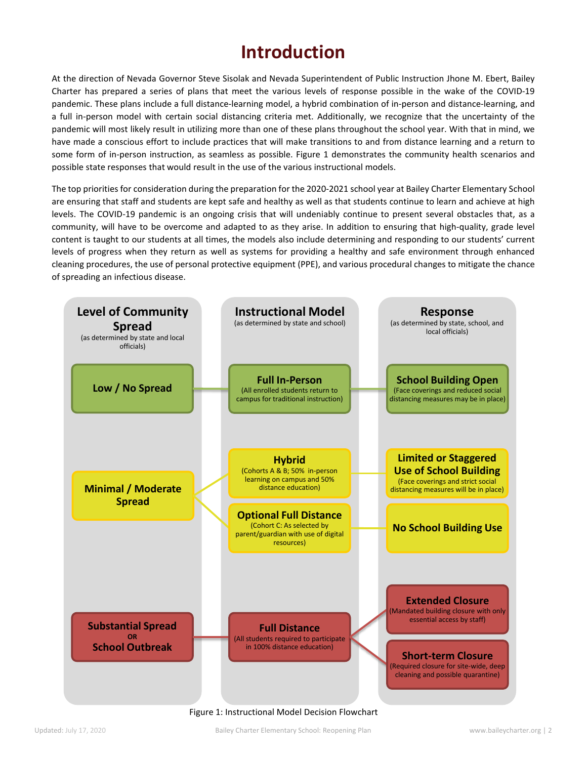# Introduction

At the direction of Nevada Governor Steve Sisolak and Nevada Superintendent of Public Instruction Jhone M. Ebert, Bailey Charter has prepared a series of plans that meet the various levels of response possible in the wake of the COVID-19 pandemic. These plans include a full distance-learning model, a hybrid combination of in-person and distance-learning, and a full in-person model with certain social distancing criteria met. Additionally, we recognize that the uncertainty of the pandemic will most likely result in utilizing more than one of these plans throughout the school year. With that in mind, we have made a conscious effort to include practices that will make transitions to and from distance learning and a return to some form of in-person instruction, as seamless as possible. Figure 1 demonstrates the community health scenarios and possible state responses that would result in the use of the various instructional models.

The top priorities for consideration during the preparation for the 2020-2021 school year at Bailey Charter Elementary School are ensuring that staff and students are kept safe and healthy as well as that students continue to learn and achieve at high levels. The COVID-19 pandemic is an ongoing crisis that will undeniably continue to present several obstacles that, as a community, will have to be overcome and adapted to as they arise. In addition to ensuring that high-quality, grade level content is taught to our students at all times, the models also include determining and responding to our students' current levels of progress when they return as well as systems for providing a healthy and safe environment through enhanced cleaning procedures, the use of personal protective equipment (PPE), and various procedural changes to mitigate the chance of spreading an infectious disease.

Level of Community Spread
(as determined by state and local officials)

Instructional Model
(as determined by state and school)

Response
(as determined by state, school, and local officials)

Low / No Spread

Full In-Person
(All enrolled students return to campus for traditional instruction)

School Building Open
(Face coverings and reduced social distancing measures may be in place)

Minimal / Moderate Spread

Hybrid
(Cohorts A & B; 50% in-person learning on campus and 50% distance education)

Limited or Staggered Use of School Building
(Face coverings and strict social distancing measures will be in place)

Optional Full Distance
(Cohort C: As selected by parent/guardian with use of digital resources)

No School Building Use

Substantial Spread
OR
School Outbreak

Full Distance
(All students required to participate in 100% distance education)

Extended Closure
(Mandated building closure with only essential access by staff)

Short-term Closure
(Required closure for site-wide, deep cleaning and possible quarantine)

Figure 1: Instructional Model Decision Flowchart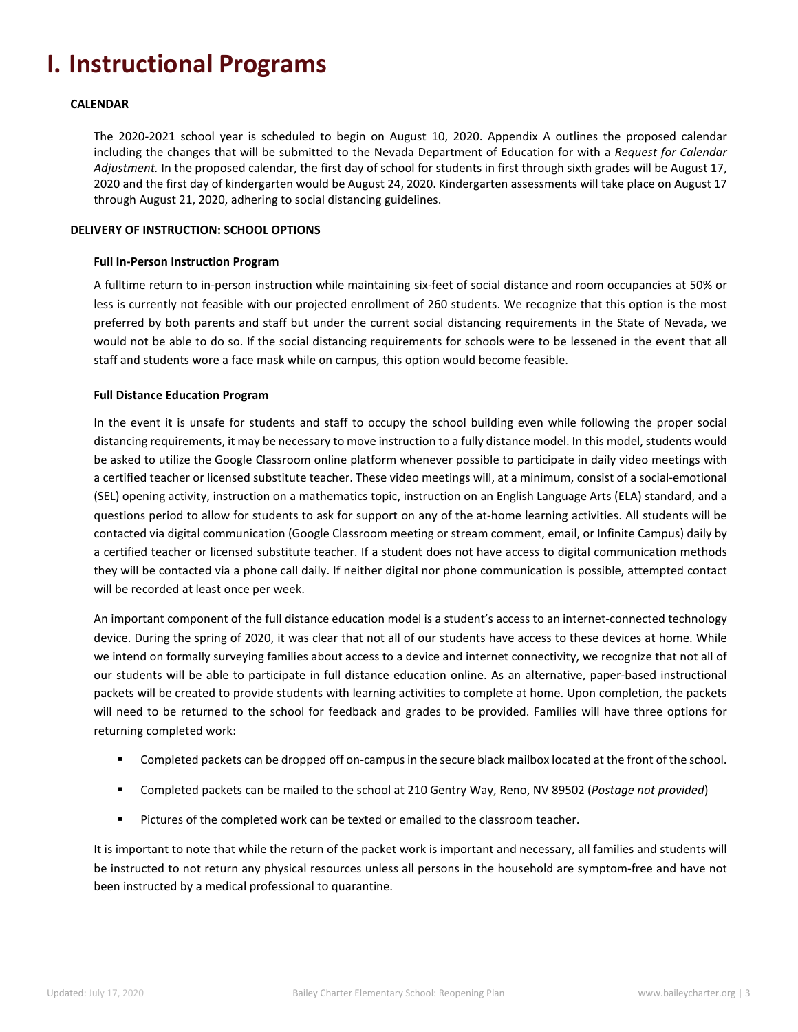# I. Instructional Programs

**CALENDAR**

The 2020-2021 school year is scheduled to begin on August 10, 2020. Appendix A outlines the proposed calendar including the changes that will be submitted to the Nevada Department of Education for with a *Request for Calendar Adjustment.* In the proposed calendar, the first day of school for students in first through sixth grades will be August 17, 2020 and the first day of kindergarten would be August 24, 2020. Kindergarten assessments will take place on August 17 through August 21, 2020, adhering to social distancing guidelines.

**DELIVERY OF INSTRUCTION: SCHOOL OPTIONS**

**Full In-Person Instruction Program**

A fulltime return to in-person instruction while maintaining six-feet of social distance and room occupancies at 50% or less is currently not feasible with our projected enrollment of 260 students. We recognize that this option is the most preferred by both parents and staff but under the current social distancing requirements in the State of Nevada, we would not be able to do so. If the social distancing requirements for schools were to be lessened in the event that all staff and students wore a face mask while on campus, this option would become feasible.

**Full Distance Education Program**

In the event it is unsafe for students and staff to occupy the school building even while following the proper social distancing requirements, it may be necessary to move instruction to a fully distance model. In this model, students would be asked to utilize the Google Classroom online platform whenever possible to participate in daily video meetings with a certified teacher or licensed substitute teacher. These video meetings will, at a minimum, consist of a social-emotional (SEL) opening activity, instruction on a mathematics topic, instruction on an English Language Arts (ELA) standard, and a questions period to allow for students to ask for support on any of the at-home learning activities. All students will be contacted via digital communication (Google Classroom meeting or stream comment, email, or Infinite Campus) daily by a certified teacher or licensed substitute teacher. If a student does not have access to digital communication methods they will be contacted via a phone call daily. If neither digital nor phone communication is possible, attempted contact will be recorded at least once per week.

An important component of the full distance education model is a student's access to an internet-connected technology device. During the spring of 2020, it was clear that not all of our students have access to these devices at home. While we intend on formally surveying families about access to a device and internet connectivity, we recognize that not all of our students will be able to participate in full distance education online. As an alternative, paper-based instructional packets will be created to provide students with learning activities to complete at home. Upon completion, the packets will need to be returned to the school for feedback and grades to be provided. Families will have three options for returning completed work:

- Completed packets can be dropped off on-campus in the secure black mailbox located at the front of the school.
- Completed packets can be mailed to the school at 210 Gentry Way, Reno, NV 89502 (*Postage not provided*)
- Pictures of the completed work can be texted or emailed to the classroom teacher.

It is important to note that while the return of the packet work is important and necessary, all families and students will be instructed to not return any physical resources unless all persons in the household are symptom-free and have not been instructed by a medical professional to quarantine.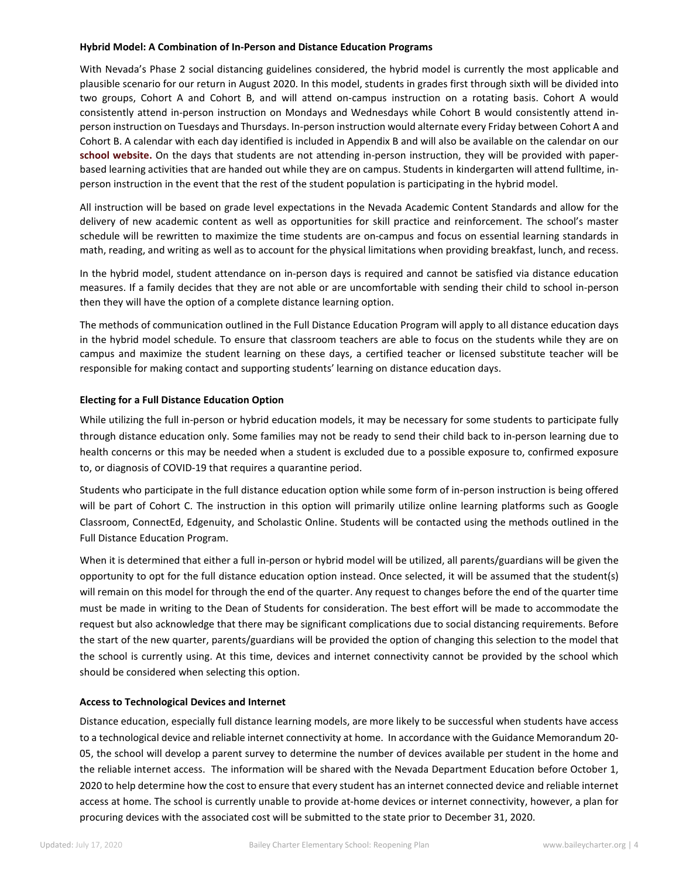**Hybrid Model: A Combination of In-Person and Distance Education Programs**

With Nevada's Phase 2 social distancing guidelines considered, the hybrid model is currently the most applicable and plausible scenario for our return in August 2020. In this model, students in grades first through sixth will be divided into two groups, Cohort A and Cohort B, and will attend on-campus instruction on a rotating basis. Cohort A would consistently attend in-person instruction on Mondays and Wednesdays while Cohort B would consistently attend in-person instruction on Tuesdays and Thursdays. In-person instruction would alternate every Friday between Cohort A and Cohort B. A calendar with each day identified is included in Appendix B and will also be available on the calendar on our **school website.** On the days that students are not attending in-person instruction, they will be provided with paper-based learning activities that are handed out while they are on campus. Students in kindergarten will attend fulltime, in-person instruction in the event that the rest of the student population is participating in the hybrid model.

All instruction will be based on grade level expectations in the Nevada Academic Content Standards and allow for the delivery of new academic content as well as opportunities for skill practice and reinforcement. The school's master schedule will be rewritten to maximize the time students are on-campus and focus on essential learning standards in math, reading, and writing as well as to account for the physical limitations when providing breakfast, lunch, and recess.

In the hybrid model, student attendance on in-person days is required and cannot be satisfied via distance education measures. If a family decides that they are not able or are uncomfortable with sending their child to school in-person then they will have the option of a complete distance learning option.

The methods of communication outlined in the Full Distance Education Program will apply to all distance education days in the hybrid model schedule. To ensure that classroom teachers are able to focus on the students while they are on campus and maximize the student learning on these days, a certified teacher or licensed substitute teacher will be responsible for making contact and supporting students' learning on distance education days.

**Electing for a Full Distance Education Option**

While utilizing the full in-person or hybrid education models, it may be necessary for some students to participate fully through distance education only. Some families may not be ready to send their child back to in-person learning due to health concerns or this may be needed when a student is excluded due to a possible exposure to, confirmed exposure to, or diagnosis of COVID-19 that requires a quarantine period.

Students who participate in the full distance education option while some form of in-person instruction is being offered will be part of Cohort C. The instruction in this option will primarily utilize online learning platforms such as Google Classroom, ConnectEd, Edgenuity, and Scholastic Online. Students will be contacted using the methods outlined in the Full Distance Education Program.

When it is determined that either a full in-person or hybrid model will be utilized, all parents/guardians will be given the opportunity to opt for the full distance education option instead. Once selected, it will be assumed that the student(s) will remain on this model for through the end of the quarter. Any request to changes before the end of the quarter time must be made in writing to the Dean of Students for consideration. The best effort will be made to accommodate the request but also acknowledge that there may be significant complications due to social distancing requirements. Before the start of the new quarter, parents/guardians will be provided the option of changing this selection to the model that the school is currently using. At this time, devices and internet connectivity cannot be provided by the school which should be considered when selecting this option.

**Access to Technological Devices and Internet**

Distance education, especially full distance learning models, are more likely to be successful when students have access to a technological device and reliable internet connectivity at home. In accordance with the Guidance Memorandum 20-05, the school will develop a parent survey to determine the number of devices available per student in the home and the reliable internet access. The information will be shared with the Nevada Department Education before October 1, 2020 to help determine how the cost to ensure that every student has an internet connected device and reliable internet access at home. The school is currently unable to provide at-home devices or internet connectivity, however, a plan for procuring devices with the associated cost will be submitted to the state prior to December 31, 2020.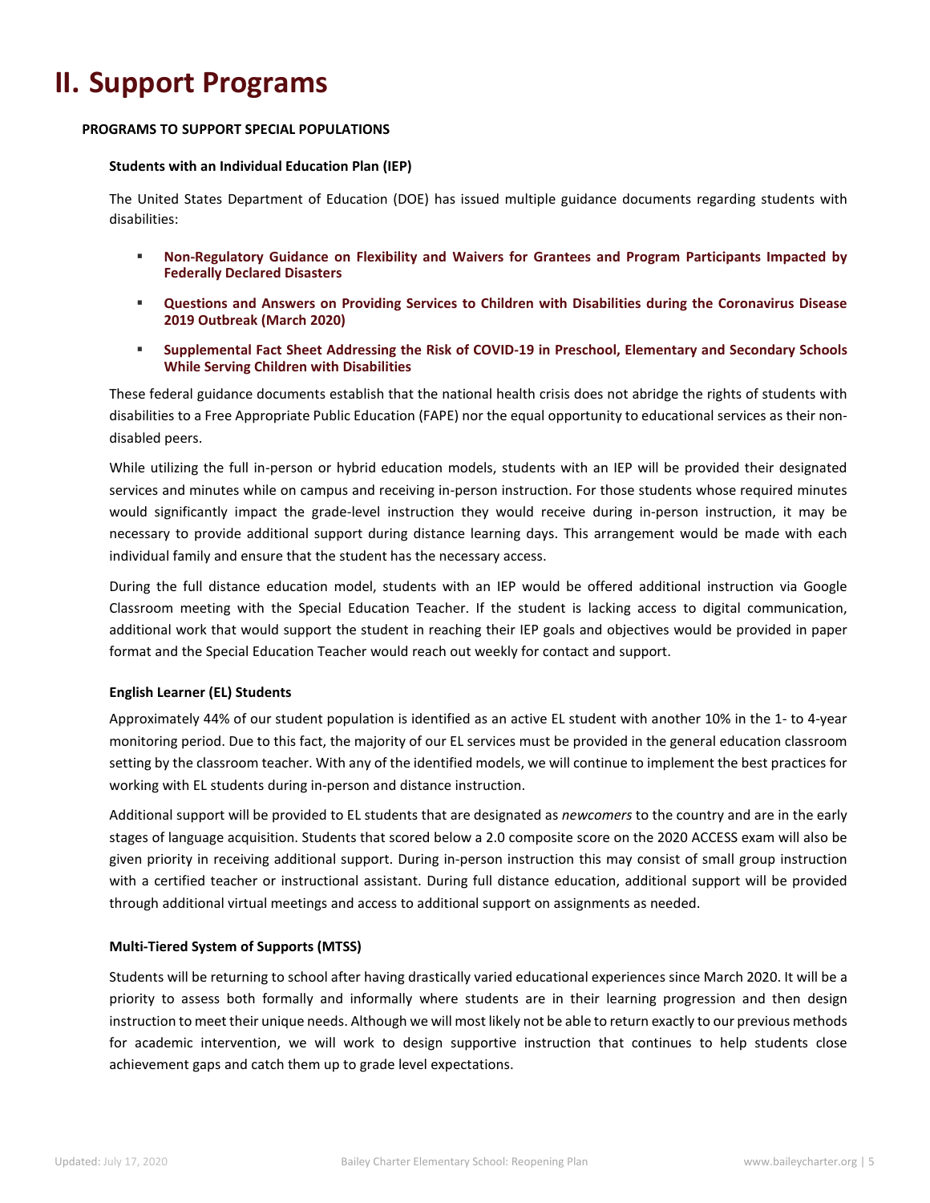# II. Support Programs

**PROGRAMS TO SUPPORT SPECIAL POPULATIONS**

**Students with an Individual Education Plan (IEP)**

The United States Department of Education (DOE) has issued multiple guidance documents regarding students with disabilities:

- **Non-Regulatory Guidance on Flexibility and Waivers for Grantees and Program Participants Impacted by Federally Declared Disasters**
- **Questions and Answers on Providing Services to Children with Disabilities during the Coronavirus Disease 2019 Outbreak (March 2020)**
- **Supplemental Fact Sheet Addressing the Risk of COVID-19 in Preschool, Elementary and Secondary Schools While Serving Children with Disabilities**

These federal guidance documents establish that the national health crisis does not abridge the rights of students with disabilities to a Free Appropriate Public Education (FAPE) nor the equal opportunity to educational services as their non-disabled peers.

While utilizing the full in-person or hybrid education models, students with an IEP will be provided their designated services and minutes while on campus and receiving in-person instruction. For those students whose required minutes would significantly impact the grade-level instruction they would receive during in-person instruction, it may be necessary to provide additional support during distance learning days. This arrangement would be made with each individual family and ensure that the student has the necessary access.

During the full distance education model, students with an IEP would be offered additional instruction via Google Classroom meeting with the Special Education Teacher. If the student is lacking access to digital communication, additional work that would support the student in reaching their IEP goals and objectives would be provided in paper format and the Special Education Teacher would reach out weekly for contact and support.

**English Learner (EL) Students**

Approximately 44% of our student population is identified as an active EL student with another 10% in the 1- to 4-year monitoring period. Due to this fact, the majority of our EL services must be provided in the general education classroom setting by the classroom teacher. With any of the identified models, we will continue to implement the best practices for working with EL students during in-person and distance instruction.

Additional support will be provided to EL students that are designated as *newcomers* to the country and are in the early stages of language acquisition. Students that scored below a 2.0 composite score on the 2020 ACCESS exam will also be given priority in receiving additional support. During in-person instruction this may consist of small group instruction with a certified teacher or instructional assistant. During full distance education, additional support will be provided through additional virtual meetings and access to additional support on assignments as needed.

**Multi-Tiered System of Supports (MTSS)**

Students will be returning to school after having drastically varied educational experiences since March 2020. It will be a priority to assess both formally and informally where students are in their learning progression and then design instruction to meet their unique needs. Although we will most likely not be able to return exactly to our previous methods for academic intervention, we will work to design supportive instruction that continues to help students close achievement gaps and catch them up to grade level expectations.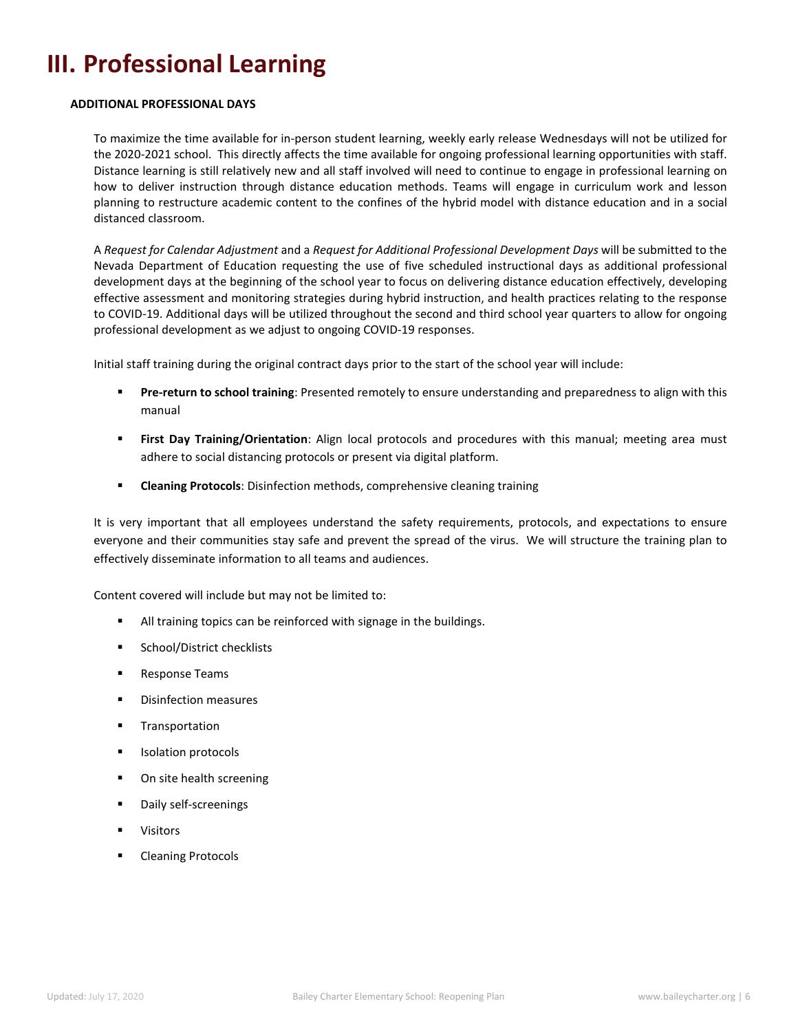# III. Professional Learning

**ADDITIONAL PROFESSIONAL DAYS**

To maximize the time available for in-person student learning, weekly early release Wednesdays will not be utilized for the 2020-2021 school. This directly affects the time available for ongoing professional learning opportunities with staff. Distance learning is still relatively new and all staff involved will need to continue to engage in professional learning on how to deliver instruction through distance education methods. Teams will engage in curriculum work and lesson planning to restructure academic content to the confines of the hybrid model with distance education and in a social distanced classroom.

A *Request for Calendar Adjustment* and a *Request for Additional Professional Development Days* will be submitted to the Nevada Department of Education requesting the use of five scheduled instructional days as additional professional development days at the beginning of the school year to focus on delivering distance education effectively, developing effective assessment and monitoring strategies during hybrid instruction, and health practices relating to the response to COVID-19. Additional days will be utilized throughout the second and third school year quarters to allow for ongoing professional development as we adjust to ongoing COVID-19 responses.

Initial staff training during the original contract days prior to the start of the school year will include:

- **Pre-return to school training**: Presented remotely to ensure understanding and preparedness to align with this manual
- **First Day Training/Orientation**: Align local protocols and procedures with this manual; meeting area must adhere to social distancing protocols or present via digital platform.
- **Cleaning Protocols**: Disinfection methods, comprehensive cleaning training

It is very important that all employees understand the safety requirements, protocols, and expectations to ensure everyone and their communities stay safe and prevent the spread of the virus. We will structure the training plan to effectively disseminate information to all teams and audiences.

Content covered will include but may not be limited to:

- All training topics can be reinforced with signage in the buildings.
- School/District checklists
- Response Teams
- Disinfection measures
- Transportation
- Isolation protocols
- On site health screening
- Daily self-screenings
- Visitors
- Cleaning Protocols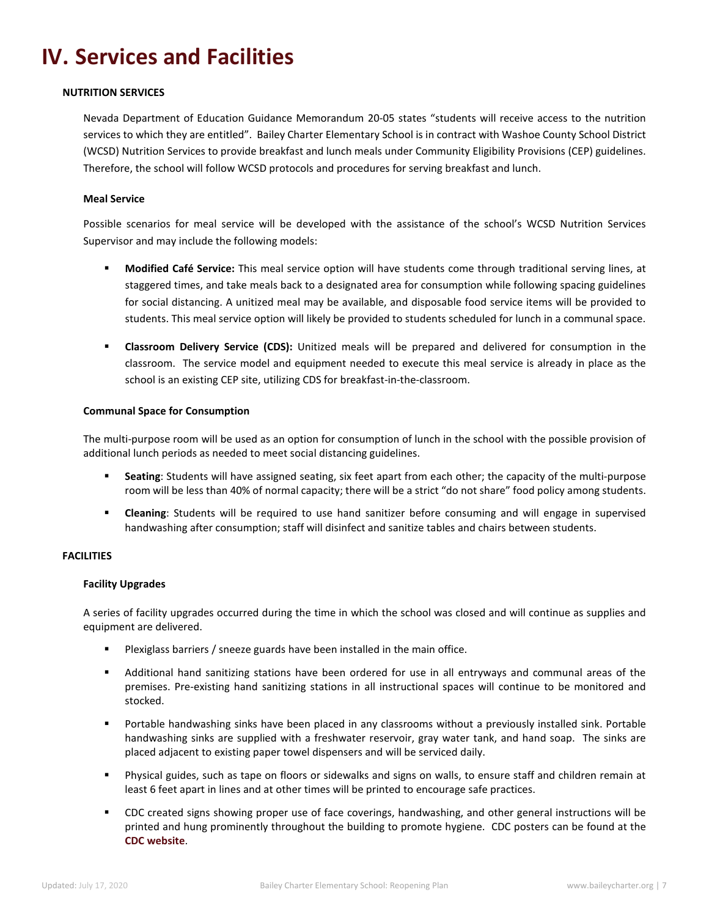# IV. Services and Facilities

**NUTRITION SERVICES**

Nevada Department of Education Guidance Memorandum 20-05 states "students will receive access to the nutrition services to which they are entitled". Bailey Charter Elementary School is in contract with Washoe County School District (WCSD) Nutrition Services to provide breakfast and lunch meals under Community Eligibility Provisions (CEP) guidelines. Therefore, the school will follow WCSD protocols and procedures for serving breakfast and lunch.

**Meal Service**

Possible scenarios for meal service will be developed with the assistance of the school's WCSD Nutrition Services Supervisor and may include the following models:

- **Modified Café Service:** This meal service option will have students come through traditional serving lines, at staggered times, and take meals back to a designated area for consumption while following spacing guidelines for social distancing. A unitized meal may be available, and disposable food service items will be provided to students. This meal service option will likely be provided to students scheduled for lunch in a communal space.

- **Classroom Delivery Service (CDS):** Unitized meals will be prepared and delivered for consumption in the classroom. The service model and equipment needed to execute this meal service is already in place as the school is an existing CEP site, utilizing CDS for breakfast-in-the-classroom.

**Communal Space for Consumption**

The multi-purpose room will be used as an option for consumption of lunch in the school with the possible provision of additional lunch periods as needed to meet social distancing guidelines.

- **Seating**: Students will have assigned seating, six feet apart from each other; the capacity of the multi-purpose room will be less than 40% of normal capacity; there will be a strict "do not share" food policy among students.
- **Cleaning**: Students will be required to use hand sanitizer before consuming and will engage in supervised handwashing after consumption; staff will disinfect and sanitize tables and chairs between students.

**FACILITIES**

**Facility Upgrades**

A series of facility upgrades occurred during the time in which the school was closed and will continue as supplies and equipment are delivered.

- Plexiglass barriers / sneeze guards have been installed in the main office.
- Additional hand sanitizing stations have been ordered for use in all entryways and communal areas of the premises. Pre-existing hand sanitizing stations in all instructional spaces will continue to be monitored and stocked.
- Portable handwashing sinks have been placed in any classrooms without a previously installed sink. Portable handwashing sinks are supplied with a freshwater reservoir, gray water tank, and hand soap. The sinks are placed adjacent to existing paper towel dispensers and will be serviced daily.
- Physical guides, such as tape on floors or sidewalks and signs on walls, to ensure staff and children remain at least 6 feet apart in lines and at other times will be printed to encourage safe practices.
- CDC created signs showing proper use of face coverings, handwashing, and other general instructions will be printed and hung prominently throughout the building to promote hygiene. CDC posters can be found at the **CDC website**.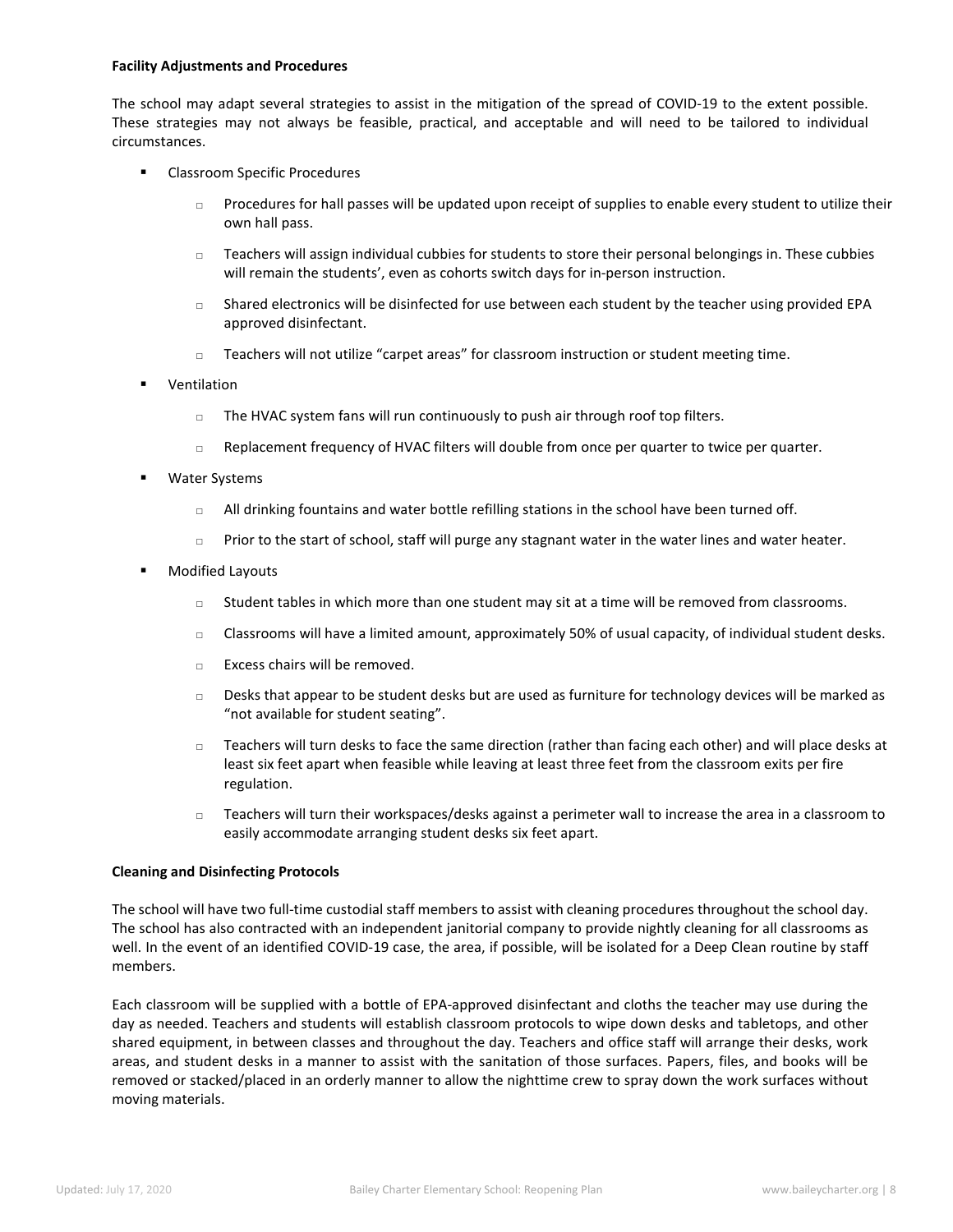**Facility Adjustments and Procedures**

The school may adapt several strategies to assist in the mitigation of the spread of COVID-19 to the extent possible. These strategies may not always be feasible, practical, and acceptable and will need to be tailored to individual circumstances.

- Classroom Specific Procedures
    - Procedures for hall passes will be updated upon receipt of supplies to enable every student to utilize their own hall pass.
    - Teachers will assign individual cubbies for students to store their personal belongings in. These cubbies will remain the students', even as cohorts switch days for in-person instruction.
    - Shared electronics will be disinfected for use between each student by the teacher using provided EPA approved disinfectant.
    - Teachers will not utilize "carpet areas" for classroom instruction or student meeting time.
- Ventilation
    - The HVAC system fans will run continuously to push air through roof top filters.
    - Replacement frequency of HVAC filters will double from once per quarter to twice per quarter.
- Water Systems
    - All drinking fountains and water bottle refilling stations in the school have been turned off.
    - Prior to the start of school, staff will purge any stagnant water in the water lines and water heater.
- Modified Layouts
    - Student tables in which more than one student may sit at a time will be removed from classrooms.
    - Classrooms will have a limited amount, approximately 50% of usual capacity, of individual student desks.
    - Excess chairs will be removed.
    - Desks that appear to be student desks but are used as furniture for technology devices will be marked as "not available for student seating".
    - Teachers will turn desks to face the same direction (rather than facing each other) and will place desks at least six feet apart when feasible while leaving at least three feet from the classroom exits per fire regulation.
    - Teachers will turn their workspaces/desks against a perimeter wall to increase the area in a classroom to easily accommodate arranging student desks six feet apart.

**Cleaning and Disinfecting Protocols**

The school will have two full-time custodial staff members to assist with cleaning procedures throughout the school day. The school has also contracted with an independent janitorial company to provide nightly cleaning for all classrooms as well. In the event of an identified COVID-19 case, the area, if possible, will be isolated for a Deep Clean routine by staff members.

Each classroom will be supplied with a bottle of EPA-approved disinfectant and cloths the teacher may use during the day as needed. Teachers and students will establish classroom protocols to wipe down desks and tabletops, and other shared equipment, in between classes and throughout the day. Teachers and office staff will arrange their desks, work areas, and student desks in a manner to assist with the sanitation of those surfaces. Papers, files, and books will be removed or stacked/placed in an orderly manner to allow the nighttime crew to spray down the work surfaces without moving materials.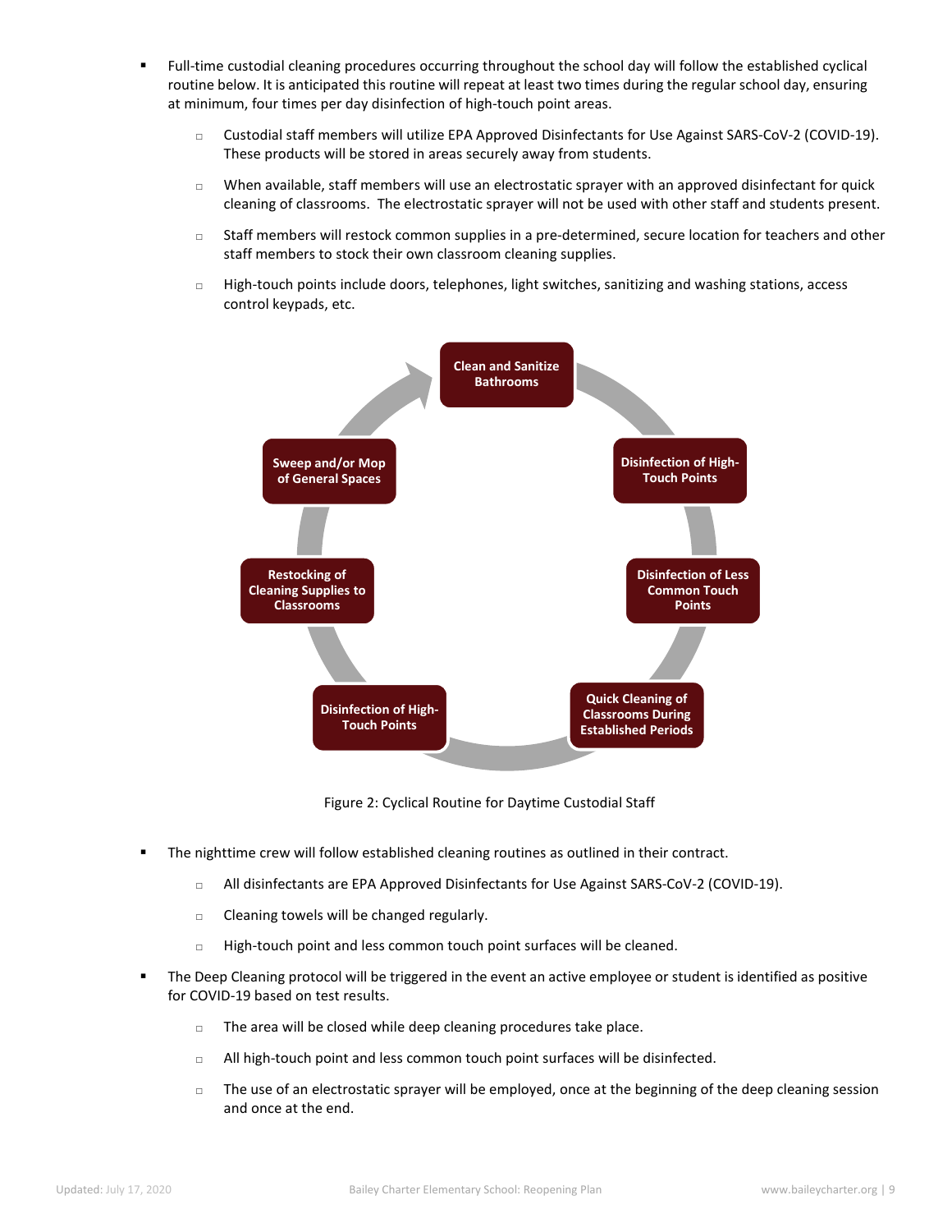- Full-time custodial cleaning procedures occurring throughout the school day will follow the established cyclical routine below. It is anticipated this routine will repeat at least two times during the regular school day, ensuring at minimum, four times per day disinfection of high-touch point areas.
  - Custodial staff members will utilize EPA Approved Disinfectants for Use Against SARS-CoV-2 (COVID-19). These products will be stored in areas securely away from students.
  - When available, staff members will use an electrostatic sprayer with an approved disinfectant for quick cleaning of classrooms. The electrostatic sprayer will not be used with other staff and students present.
  - Staff members will restock common supplies in a pre-determined, secure location for teachers and other staff members to stock their own classroom cleaning supplies.
  - High-touch points include doors, telephones, light switches, sanitizing and washing stations, access control keypads, etc.

Clean and Sanitize Bathrooms

Disinfection of High-Touch Points

Disinfection of Less Common Touch Points

Quick Cleaning of Classrooms During Established Periods

Disinfection of High-Touch Points

Restocking of Cleaning Supplies to Classrooms

Sweep and/or Mop of General Spaces

Figure 2: Cyclical Routine for Daytime Custodial Staff

- The nighttime crew will follow established cleaning routines as outlined in their contract.
  - All disinfectants are EPA Approved Disinfectants for Use Against SARS-CoV-2 (COVID-19).
  - Cleaning towels will be changed regularly.
  - High-touch point and less common touch point surfaces will be cleaned.
- The Deep Cleaning protocol will be triggered in the event an active employee or student is identified as positive for COVID-19 based on test results.
  - The area will be closed while deep cleaning procedures take place.
  - All high-touch point and less common touch point surfaces will be disinfected.
  - The use of an electrostatic sprayer will be employed, once at the beginning of the deep cleaning session and once at the end.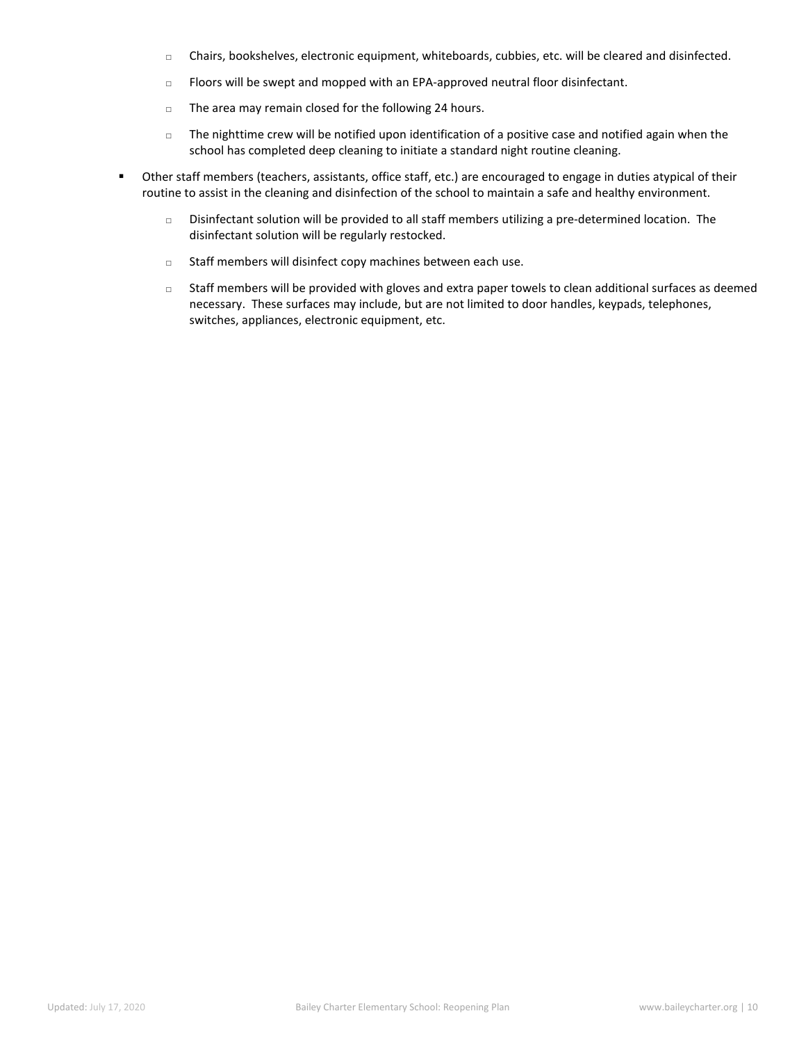- Chairs, bookshelves, electronic equipment, whiteboards, cubbies, etc. will be cleared and disinfected.
  - Floors will be swept and mopped with an EPA-approved neutral floor disinfectant.
  - The area may remain closed for the following 24 hours.
  - The nighttime crew will be notified upon identification of a positive case and notified again when the school has completed deep cleaning to initiate a standard night routine cleaning.
- Other staff members (teachers, assistants, office staff, etc.) are encouraged to engage in duties atypical of their routine to assist in the cleaning and disinfection of the school to maintain a safe and healthy environment.
  - Disinfectant solution will be provided to all staff members utilizing a pre-determined location. The disinfectant solution will be regularly restocked.
  - Staff members will disinfect copy machines between each use.
  - Staff members will be provided with gloves and extra paper towels to clean additional surfaces as deemed necessary. These surfaces may include, but are not limited to door handles, keypads, telephones, switches, appliances, electronic equipment, etc.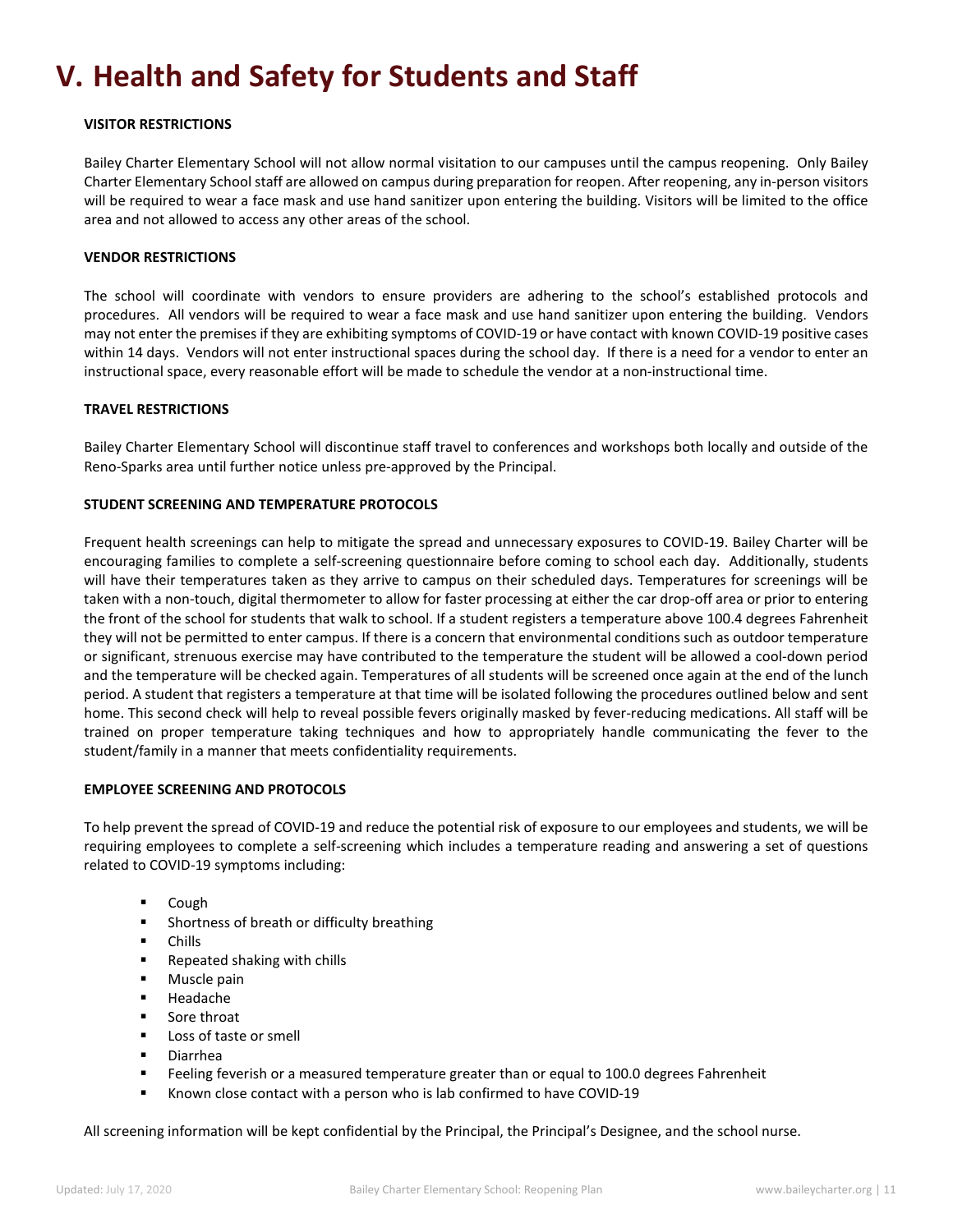# V. Health and Safety for Students and Staff

**VISITOR RESTRICTIONS**

Bailey Charter Elementary School will not allow normal visitation to our campuses until the campus reopening. Only Bailey Charter Elementary School staff are allowed on campus during preparation for reopen. After reopening, any in-person visitors will be required to wear a face mask and use hand sanitizer upon entering the building. Visitors will be limited to the office area and not allowed to access any other areas of the school.

**VENDOR RESTRICTIONS**

The school will coordinate with vendors to ensure providers are adhering to the school's established protocols and procedures. All vendors will be required to wear a face mask and use hand sanitizer upon entering the building. Vendors may not enter the premises if they are exhibiting symptoms of COVID-19 or have contact with known COVID-19 positive cases within 14 days. Vendors will not enter instructional spaces during the school day. If there is a need for a vendor to enter an instructional space, every reasonable effort will be made to schedule the vendor at a non-instructional time.

**TRAVEL RESTRICTIONS**

Bailey Charter Elementary School will discontinue staff travel to conferences and workshops both locally and outside of the Reno-Sparks area until further notice unless pre-approved by the Principal.

**STUDENT SCREENING AND TEMPERATURE PROTOCOLS**

Frequent health screenings can help to mitigate the spread and unnecessary exposures to COVID-19. Bailey Charter will be encouraging families to complete a self-screening questionnaire before coming to school each day. Additionally, students will have their temperatures taken as they arrive to campus on their scheduled days. Temperatures for screenings will be taken with a non-touch, digital thermometer to allow for faster processing at either the car drop-off area or prior to entering the front of the school for students that walk to school. If a student registers a temperature above 100.4 degrees Fahrenheit they will not be permitted to enter campus. If there is a concern that environmental conditions such as outdoor temperature or significant, strenuous exercise may have contributed to the temperature the student will be allowed a cool-down period and the temperature will be checked again. Temperatures of all students will be screened once again at the end of the lunch period. A student that registers a temperature at that time will be isolated following the procedures outlined below and sent home. This second check will help to reveal possible fevers originally masked by fever-reducing medications. All staff will be trained on proper temperature taking techniques and how to appropriately handle communicating the fever to the student/family in a manner that meets confidentiality requirements.

**EMPLOYEE SCREENING AND PROTOCOLS**

To help prevent the spread of COVID-19 and reduce the potential risk of exposure to our employees and students, we will be requiring employees to complete a self-screening which includes a temperature reading and answering a set of questions related to COVID-19 symptoms including:

- Cough
- Shortness of breath or difficulty breathing
- Chills
- Repeated shaking with chills
- Muscle pain
- Headache
- Sore throat
- Loss of taste or smell
- Diarrhea
- Feeling feverish or a measured temperature greater than or equal to 100.0 degrees Fahrenheit
- Known close contact with a person who is lab confirmed to have COVID-19

All screening information will be kept confidential by the Principal, the Principal's Designee, and the school nurse.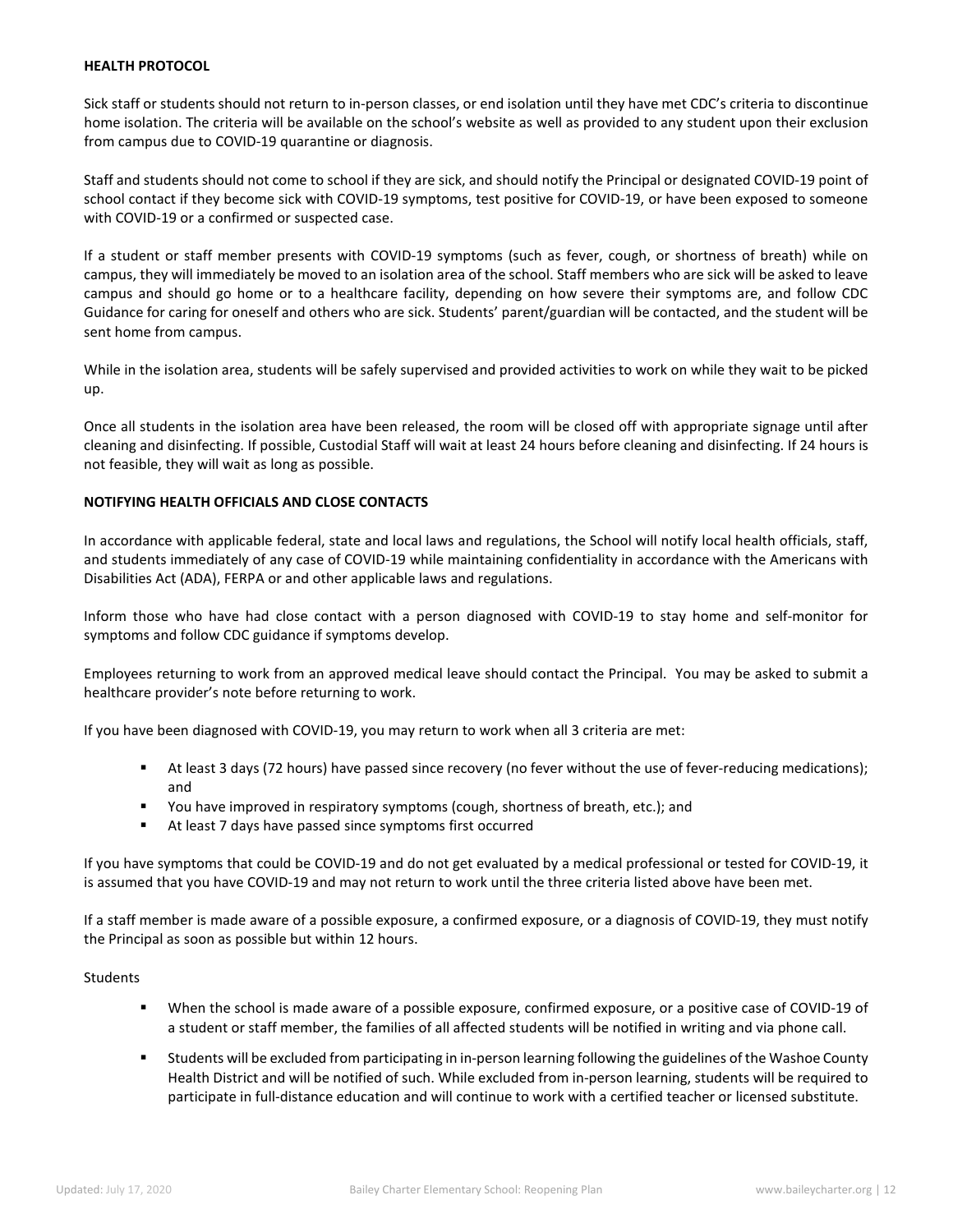**HEALTH PROTOCOL**

Sick staff or students should not return to in-person classes, or end isolation until they have met CDC's criteria to discontinue home isolation. The criteria will be available on the school's website as well as provided to any student upon their exclusion from campus due to COVID-19 quarantine or diagnosis.

Staff and students should not come to school if they are sick, and should notify the Principal or designated COVID-19 point of school contact if they become sick with COVID-19 symptoms, test positive for COVID-19, or have been exposed to someone with COVID-19 or a confirmed or suspected case.

If a student or staff member presents with COVID-19 symptoms (such as fever, cough, or shortness of breath) while on campus, they will immediately be moved to an isolation area of the school. Staff members who are sick will be asked to leave campus and should go home or to a healthcare facility, depending on how severe their symptoms are, and follow CDC Guidance for caring for oneself and others who are sick. Students' parent/guardian will be contacted, and the student will be sent home from campus.

While in the isolation area, students will be safely supervised and provided activities to work on while they wait to be picked up.

Once all students in the isolation area have been released, the room will be closed off with appropriate signage until after cleaning and disinfecting. If possible, Custodial Staff will wait at least 24 hours before cleaning and disinfecting. If 24 hours is not feasible, they will wait as long as possible.

**NOTIFYING HEALTH OFFICIALS AND CLOSE CONTACTS**

In accordance with applicable federal, state and local laws and regulations, the School will notify local health officials, staff, and students immediately of any case of COVID-19 while maintaining confidentiality in accordance with the Americans with Disabilities Act (ADA), FERPA or and other applicable laws and regulations.

Inform those who have had close contact with a person diagnosed with COVID-19 to stay home and self-monitor for symptoms and follow CDC guidance if symptoms develop.

Employees returning to work from an approved medical leave should contact the Principal. You may be asked to submit a healthcare provider's note before returning to work.

If you have been diagnosed with COVID-19, you may return to work when all 3 criteria are met:

- At least 3 days (72 hours) have passed since recovery (no fever without the use of fever-reducing medications); and
- You have improved in respiratory symptoms (cough, shortness of breath, etc.); and
- At least 7 days have passed since symptoms first occurred

If you have symptoms that could be COVID-19 and do not get evaluated by a medical professional or tested for COVID-19, it is assumed that you have COVID-19 and may not return to work until the three criteria listed above have been met.

If a staff member is made aware of a possible exposure, a confirmed exposure, or a diagnosis of COVID-19, they must notify the Principal as soon as possible but within 12 hours.

Students

- When the school is made aware of a possible exposure, confirmed exposure, or a positive case of COVID-19 of a student or staff member, the families of all affected students will be notified in writing and via phone call.
- Students will be excluded from participating in in-person learning following the guidelines of the Washoe County Health District and will be notified of such. While excluded from in-person learning, students will be required to participate in full-distance education and will continue to work with a certified teacher or licensed substitute.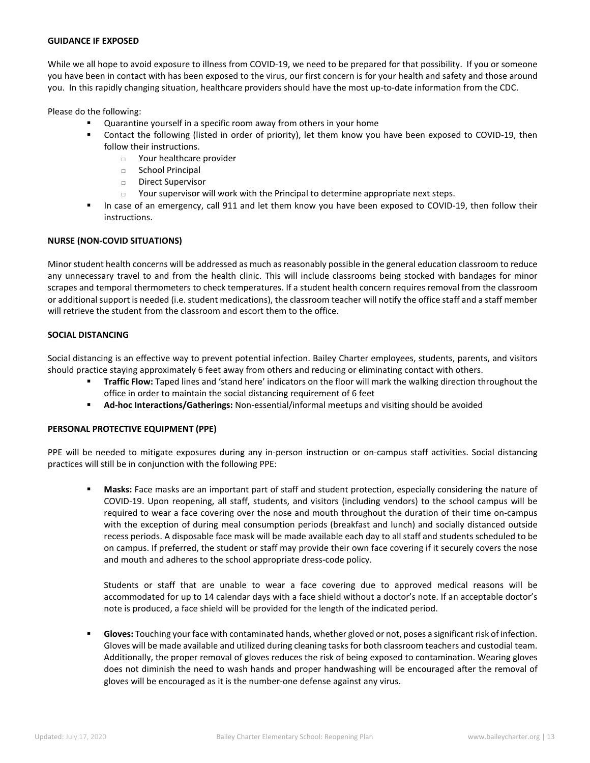**GUIDANCE IF EXPOSED**

While we all hope to avoid exposure to illness from COVID-19, we need to be prepared for that possibility. If you or someone you have been in contact with has been exposed to the virus, our first concern is for your health and safety and those around you. In this rapidly changing situation, healthcare providers should have the most up-to-date information from the CDC.

Please do the following:

- Quarantine yourself in a specific room away from others in your home
- Contact the following (listed in order of priority), let them know you have been exposed to COVID-19, then follow their instructions.
  - Your healthcare provider
  - School Principal
  - Direct Supervisor
  - Your supervisor will work with the Principal to determine appropriate next steps.
- In case of an emergency, call 911 and let them know you have been exposed to COVID-19, then follow their instructions.

**NURSE (NON-COVID SITUATIONS)**

Minor student health concerns will be addressed as much as reasonably possible in the general education classroom to reduce any unnecessary travel to and from the health clinic. This will include classrooms being stocked with bandages for minor scrapes and temporal thermometers to check temperatures. If a student health concern requires removal from the classroom or additional support is needed (i.e. student medications), the classroom teacher will notify the office staff and a staff member will retrieve the student from the classroom and escort them to the office.

**SOCIAL DISTANCING**

Social distancing is an effective way to prevent potential infection. Bailey Charter employees, students, parents, and visitors should practice staying approximately 6 feet away from others and reducing or eliminating contact with others.

- **Traffic Flow:** Taped lines and 'stand here' indicators on the floor will mark the walking direction throughout the office in order to maintain the social distancing requirement of 6 feet
- **Ad-hoc Interactions/Gatherings:** Non-essential/informal meetups and visiting should be avoided

**PERSONAL PROTECTIVE EQUIPMENT (PPE)**

PPE will be needed to mitigate exposures during any in-person instruction or on-campus staff activities. Social distancing practices will still be in conjunction with the following PPE:

- **Masks:** Face masks are an important part of staff and student protection, especially considering the nature of COVID-19. Upon reopening, all staff, students, and visitors (including vendors) to the school campus will be required to wear a face covering over the nose and mouth throughout the duration of their time on-campus with the exception of during meal consumption periods (breakfast and lunch) and socially distanced outside recess periods. A disposable face mask will be made available each day to all staff and students scheduled to be on campus. If preferred, the student or staff may provide their own face covering if it securely covers the nose and mouth and adheres to the school appropriate dress-code policy.

  Students or staff that are unable to wear a face covering due to approved medical reasons will be accommodated for up to 14 calendar days with a face shield without a doctor's note. If an acceptable doctor's note is produced, a face shield will be provided for the length of the indicated period.

- **Gloves:** Touching your face with contaminated hands, whether gloved or not, poses a significant risk of infection. Gloves will be made available and utilized during cleaning tasks for both classroom teachers and custodial team. Additionally, the proper removal of gloves reduces the risk of being exposed to contamination. Wearing gloves does not diminish the need to wash hands and proper handwashing will be encouraged after the removal of gloves will be encouraged as it is the number-one defense against any virus.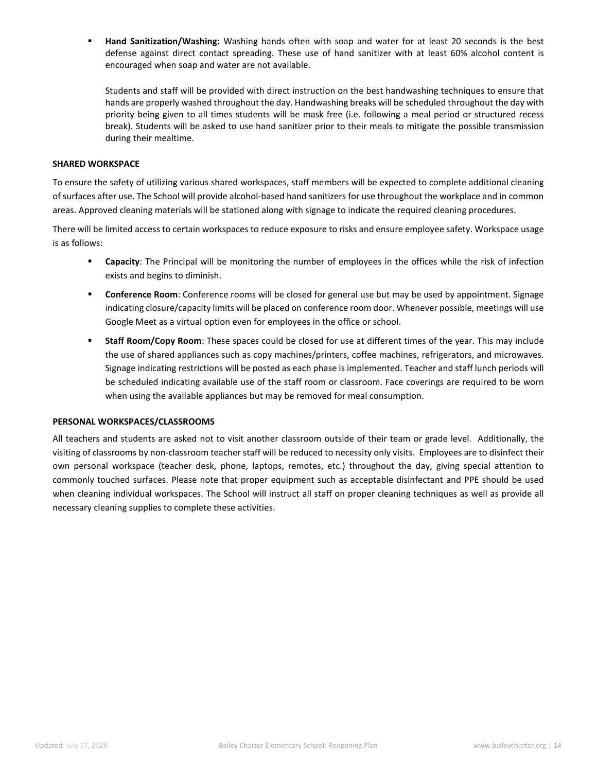- **Hand Sanitization/Washing:** Washing hands often with soap and water for at least 20 seconds is the best defense against direct contact spreading. These use of hand sanitizer with at least 60% alcohol content is encouraged when soap and water are not available.

  Students and staff will be provided with direct instruction on the best handwashing techniques to ensure that hands are properly washed throughout the day. Handwashing breaks will be scheduled throughout the day with priority being given to all times students will be mask free (i.e. following a meal period or structured recess break). Students will be asked to use hand sanitizer prior to their meals to mitigate the possible transmission during their mealtime.

**SHARED WORKSPACE**

To ensure the safety of utilizing various shared workspaces, staff members will be expected to complete additional cleaning of surfaces after use. The School will provide alcohol-based hand sanitizers for use throughout the workplace and in common areas. Approved cleaning materials will be stationed along with signage to indicate the required cleaning procedures.

There will be limited access to certain workspaces to reduce exposure to risks and ensure employee safety. Workspace usage is as follows:

- **Capacity**: The Principal will be monitoring the number of employees in the offices while the risk of infection exists and begins to diminish.
- **Conference Room**: Conference rooms will be closed for general use but may be used by appointment. Signage indicating closure/capacity limits will be placed on conference room door. Whenever possible, meetings will use Google Meet as a virtual option even for employees in the office or school.
- **Staff Room/Copy Room**: These spaces could be closed for use at different times of the year. This may include the use of shared appliances such as copy machines/printers, coffee machines, refrigerators, and microwaves. Signage indicating restrictions will be posted as each phase is implemented. Teacher and staff lunch periods will be scheduled indicating available use of the staff room or classroom. Face coverings are required to be worn when using the available appliances but may be removed for meal consumption.

**PERSONAL WORKSPACES/CLASSROOMS**

All teachers and students are asked not to visit another classroom outside of their team or grade level. Additionally, the visiting of classrooms by non-classroom teacher staff will be reduced to necessity only visits. Employees are to disinfect their own personal workspace (teacher desk, phone, laptops, remotes, etc.) throughout the day, giving special attention to commonly touched surfaces. Please note that proper equipment such as acceptable disinfectant and PPE should be used when cleaning individual workspaces. The School will instruct all staff on proper cleaning techniques as well as provide all necessary cleaning supplies to complete these activities.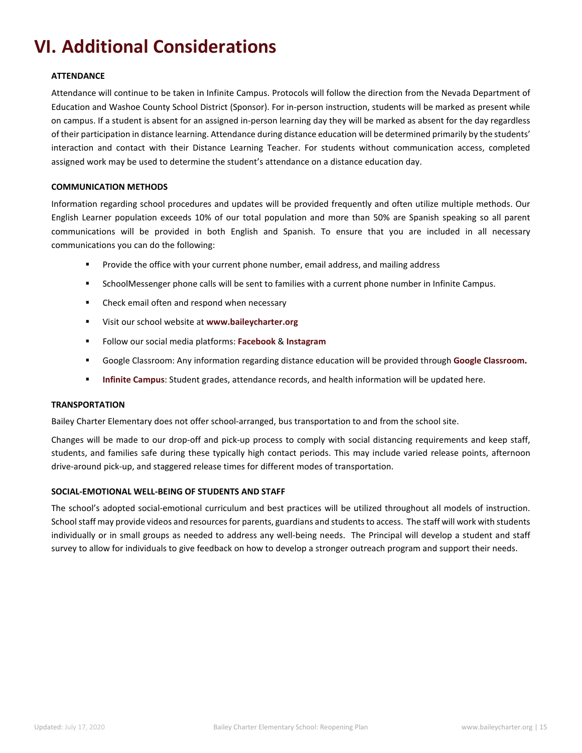# VI. Additional Considerations

**ATTENDANCE**

Attendance will continue to be taken in Infinite Campus. Protocols will follow the direction from the Nevada Department of Education and Washoe County School District (Sponsor). For in-person instruction, students will be marked as present while on campus. If a student is absent for an assigned in-person learning day they will be marked as absent for the day regardless of their participation in distance learning. Attendance during distance education will be determined primarily by the students' interaction and contact with their Distance Learning Teacher. For students without communication access, completed assigned work may be used to determine the student's attendance on a distance education day.

**COMMUNICATION METHODS**

Information regarding school procedures and updates will be provided frequently and often utilize multiple methods. Our English Learner population exceeds 10% of our total population and more than 50% are Spanish speaking so all parent communications will be provided in both English and Spanish. To ensure that you are included in all necessary communications you can do the following:

- Provide the office with your current phone number, email address, and mailing address
- SchoolMessenger phone calls will be sent to families with a current phone number in Infinite Campus.
- Check email often and respond when necessary
- Visit our school website at **www.baileycharter.org**
- Follow our social media platforms: **Facebook** & **Instagram**
- Google Classroom: Any information regarding distance education will be provided through **Google Classroom.**
- **Infinite Campus**: Student grades, attendance records, and health information will be updated here.

**TRANSPORTATION**

Bailey Charter Elementary does not offer school-arranged, bus transportation to and from the school site.

Changes will be made to our drop-off and pick-up process to comply with social distancing requirements and keep staff, students, and families safe during these typically high contact periods. This may include varied release points, afternoon drive-around pick-up, and staggered release times for different modes of transportation.

**SOCIAL-EMOTIONAL WELL-BEING OF STUDENTS AND STAFF**

The school's adopted social-emotional curriculum and best practices will be utilized throughout all models of instruction. School staff may provide videos and resources for parents, guardians and students to access. The staff will work with students individually or in small groups as needed to address any well-being needs. The Principal will develop a student and staff survey to allow for individuals to give feedback on how to develop a stronger outreach program and support their needs.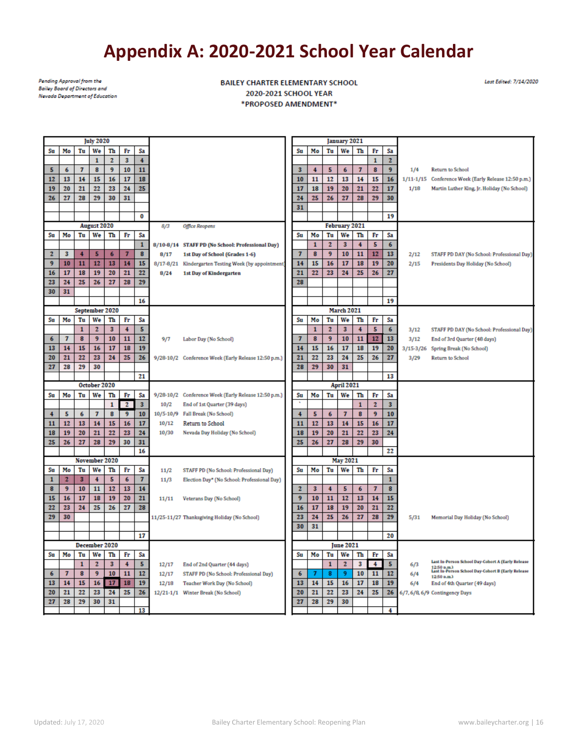# Appendix A: 2020-2021 School Year Calendar

*Pending Approval from the Bailey Board of Directors and Nevada Department of Education*

**BAILEY CHARTER ELEMENTARY SCHOOL**
**2020-2021 SCHOOL YEAR**
**\*PROPOSED AMENDMENT\***

*Last Edited: 7/14/2020*

**July 2020**

| Su | Mo | Tu | We | Th | Fr | Sa |
|---|---|---|---|---|---|---|
| | | | 1 | 2 | 3 | 4 |
| 5 | 6 | 7 | 8 | 9 | 10 | 11 |
| 12 | 13 | 14 | 15 | 16 | 17 | 18 |
| 19 | 20 | 21 | 22 | 23 | 24 | 25 |
| 26 | 27 | 28 | 29 | 30 | 31 | |
| | | | | | | 0 |

**August 2020**

| Su | Mo | Tu | We | Th | Fr | Sa |
|---|---|---|---|---|---|---|
| | | | | | | 1 |
| 2 | 3 | 4 | 5 | 6 | 7 | 8 |
| 9 | 10 | 11 | 12 | 13 | 14 | 15 |
| 16 | 17 | 18 | 19 | 20 | 21 | 22 |
| 23 | 24 | 25 | 26 | 27 | 28 | 29 |
| 30 | 31 | | | | | |
| | | | | | | 16 |

- 8/3 *Office Reopens*
- 8/10-8/14 **STAFF PD (No School: Professional Day)**
- 8/17 **1st Day of School (Grades 1-6)**
- 8/17-8/21 Kindergarten Testing Week (by appointment)
- 8/24 **1st Day of Kindergarten**

**September 2020**

| Su | Mo | Tu | We | Th | Fr | Sa |
|---|---|---|---|---|---|---|
| | | 1 | 2 | 3 | 4 | 5 |
| 6 | 7 | 8 | 9 | 10 | 11 | 12 |
| 13 | 14 | 15 | 16 | 17 | 18 | 19 |
| 20 | 21 | 22 | 23 | 24 | 25 | 26 |
| 27 | 28 | 29 | 30 | | | |
| | | | | | | 21 |

- 9/7 Labor Day (No School)
- 9/28-10/2 Conference Week (Early Release 12:50 p.m.)

**October 2020**

| Su | Mo | Tu | We | Th | Fr | Sa |
|---|---|---|---|---|---|---|
| | | | | 1 | 2 | 3 |
| 4 | 5 | 6 | 7 | 8 | 9 | 10 |
| 11 | 12 | 13 | 14 | 15 | 16 | 17 |
| 18 | 19 | 20 | 21 | 22 | 23 | 24 |
| 25 | 26 | 27 | 28 | 29 | 30 | 31 |
| | | | | | | 16 |

- 9/28-10/2 Conference Week (Early Release 12:50 p.m.)
- 10/2 End of 1st Quarter (39 days)
- 10/5-10/9 Fall Break (No School)
- 10/12 Return to School
- 10/30 Nevada Day Holiday (No School)

**November 2020**

| Su | Mo | Tu | We | Th | Fr | Sa |
|---|---|---|---|---|---|---|
| 1 | 2 | 3 | 4 | 5 | 6 | 7 |
| 8 | 9 | 10 | 11 | 12 | 13 | 14 |
| 15 | 16 | 17 | 18 | 19 | 20 | 21 |
| 22 | 23 | 24 | 25 | 26 | 27 | 28 |
| 29 | 30 | | | | | |
| | | | | | | 17 |

- 11/2 STAFF PD (No School: Professional Day)
- 11/3 Election Day\* (No School: Professional Day)
- 11/11 Veterans Day (No School)
- 11/25-11/27 Thanksgiving Holiday (No School)

**December 2020**

| Su | Mo | Tu | We | Th | Fr | Sa |
|---|---|---|---|---|---|---|
| | | 1 | 2 | 3 | 4 | 5 |
| 6 | 7 | 8 | 9 | 10 | 11 | 12 |
| 13 | 14 | 15 | 16 | 17 | 18 | 19 |
| 20 | 21 | 22 | 23 | 24 | 25 | 26 |
| 27 | 28 | 29 | 30 | 31 | | |
| | | | | | | 13 |

- 12/17 End of 2nd Quarter (44 days)
- 12/17 STAFF PD (No School: Professional Day)
- 12/18 Teacher Work Day (No School)
- 12/21-1/1 Winter Break (No School)

**January 2021**

| Su | Mo | Tu | We | Th | Fr | Sa |
|---|---|---|---|---|---|---|
| | | | | | 1 | 2 |
| 3 | 4 | 5 | 6 | 7 | 8 | 9 |
| 10 | 11 | 12 | 13 | 14 | 15 | 16 |
| 17 | 18 | 19 | 20 | 21 | 22 | 17 |
| 24 | 25 | 26 | 27 | 28 | 29 | 30 |
| 31 | | | | | | |
| | | | | | | 19 |

- 1/4 Return to School
- 1/11-1/15 Conference Week (Early Release 12:50 p.m.)
- 1/18 Martin Luther King, Jr. Holiday (No School)

**February 2021**

| Su | Mo | Tu | We | Th | Fr | Sa |
|---|---|---|---|---|---|---|
| | 1 | 2 | 3 | 4 | 5 | 6 |
| 7 | 8 | 9 | 10 | 11 | 12 | 13 |
| 14 | 15 | 16 | 17 | 18 | 19 | 20 |
| 21 | 22 | 23 | 24 | 25 | 26 | 27 |
| 28 | | | | | | |
| | | | | | | 19 |

- 2/12 STAFF PD DAY (No School: Professional Day)
- 2/15 Presidents Day Holiday (No School)

**March 2021**

| Su | Mo | Tu | We | Th | Fr | Sa |
|---|---|---|---|---|---|---|
| | 1 | 2 | 3 | 4 | 5 | 6 |
| 7 | 8 | 9 | 10 | 11 | 12 | 13 |
| 14 | 15 | 16 | 17 | 18 | 19 | 20 |
| 21 | 22 | 23 | 24 | 25 | 26 | 27 |
| 28 | 29 | 30 | 31 | | | |
| | | | | | | 13 |

- 3/12 STAFF PD DAY (No School: Professional Day)
- 3/12 End of 3rd Quarter (48 days)
- 3/15-3/26 Spring Break (No School)
- 3/29 Return to School

**April 2021**

| Su | Mo | Tu | We | Th | Fr | Sa |
|---|---|---|---|---|---|---|
| ` | | | | 1 | 2 | 3 |
| 4 | 5 | 6 | 7 | 8 | 9 | 10 |
| 11 | 12 | 13 | 14 | 15 | 16 | 17 |
| 18 | 19 | 20 | 21 | 22 | 23 | 24 |
| 25 | 26 | 27 | 28 | 29 | 30 | |
| | | | | | | 22 |

**May 2021**

| Su | Mo | Tu | We | Th | Fr | Sa |
|---|---|---|---|---|---|---|
| | | | | | | 1 |
| 2 | 3 | 4 | 5 | 6 | 7 | 8 |
| 9 | 10 | 11 | 12 | 13 | 14 | 15 |
| 16 | 17 | 18 | 19 | 20 | 21 | 22 |
| 23 | 24 | 25 | 26 | 27 | 28 | 29 |
| 30 | 31 | | | | | |
| | | | | | | 20 |

- 5/31 Memorial Day Holiday (No School)

**June 2021**

| Su | Mo | Tu | We | Th | Fr | Sa |
|---|---|---|---|---|---|---|
| | | 1 | 2 | 3 | 4 | 5 |
| 6 | 7 | 8 | 9 | 10 | 11 | 12 |
| 13 | 14 | 15 | 16 | 17 | 18 | 19 |
| 20 | 21 | 22 | 23 | 24 | 25 | 26 |
| 27 | 28 | 29 | 30 | | | |
| | | | | | | 4 |

- 6/3 **Last In-Person School Day-Cohort A (Early Release 12:50 p.m.)**
- 6/4 **Last In-Person School Day-Cohort B (Early Release 12:50 p.m.)**
- 6/4 End of 4th Quarter (49 days)
- 6/7, 6/8, 6/9 Contingency Days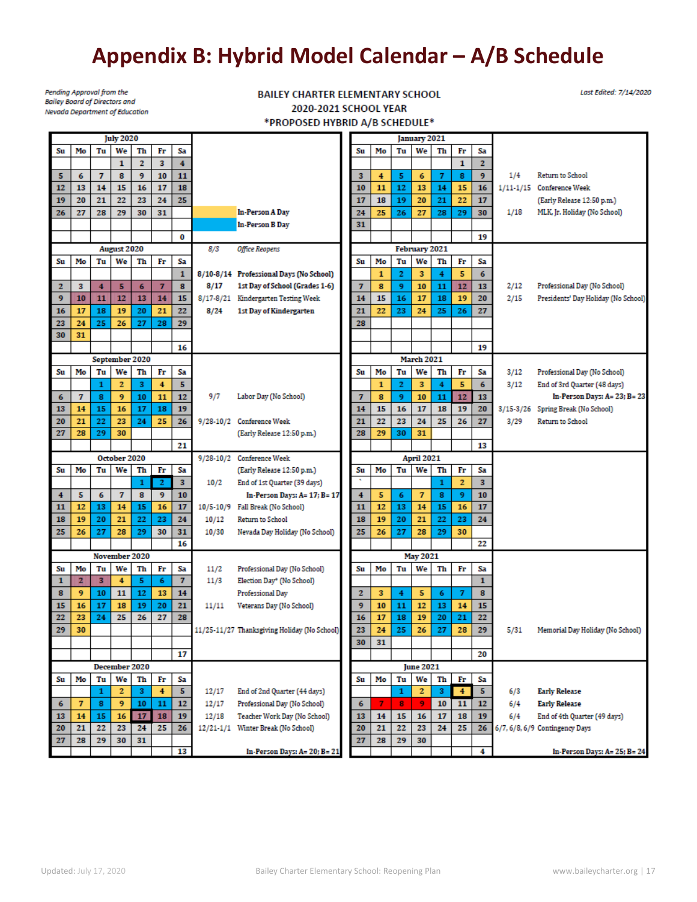# Appendix B: Hybrid Model Calendar – A/B Schedule

*Pending Approval from the Bailey Board of Directors and Nevada Department of Education*

**BAILEY CHARTER ELEMENTARY SCHOOL**
**2020-2021 SCHOOL YEAR**
**\*PROPOSED HYBRID A/B SCHEDULE\***

*Last Edited: 7/14/2020*

**July 2020**

| Su | Mo | Tu | We | Th | Fr | Sa |
|---|---|---|---|---|---|---|
| | | | 1 | 2 | 3 | 4 |
| 5 | 6 | 7 | 8 | 9 | 10 | 11 |
| 12 | 13 | 14 | 15 | 16 | 17 | 18 |
| 19 | 20 | 21 | 22 | 23 | 24 | 25 |
| 26 | 27 | 28 | 29 | 30 | 31 | |
| | | | | | | 0 |

In-Person A Day
In-Person B Day

**August 2020**

| Su | Mo | Tu | We | Th | Fr | Sa |
|---|---|---|---|---|---|---|
| | | | | | | 1 |
| 2 | 3 | 4 | 5 | 6 | 7 | 8 |
| 9 | 10 | 11 | 12 | 13 | 14 | 15 |
| 16 | 17 | 18 | 19 | 20 | 21 | 22 |
| 23 | 24 | 25 | 26 | 27 | 28 | 29 |
| 30 | 31 | | | | | |
| | | | | | | 16 |

- 8/3 *Office Reopens*
- 8/10-8/14 **Professional Days (No School)**
- 8/17 **1st Day of School (Grades 1-6)**
- 8/17-8/21 Kindergarten Testing Week
- 8/24 **1st Day of Kindergarten**

**September 2020**

| Su | Mo | Tu | We | Th | Fr | Sa |
|---|---|---|---|---|---|---|
| | | 1 | 2 | 3 | 4 | 5 |
| 6 | 7 | 8 | 9 | 10 | 11 | 12 |
| 13 | 14 | 15 | 16 | 17 | 18 | 19 |
| 20 | 21 | 22 | 23 | 24 | 25 | 26 |
| 27 | 28 | 29 | 30 | | | |
| | | | | | | 21 |

- 9/7 Labor Day (No School)
- 9/28-10/2 Conference Week (Early Release 12:50 p.m.)

**October 2020**

| Su | Mo | Tu | We | Th | Fr | Sa |
|---|---|---|---|---|---|---|
| | | | | 1 | 2 | 3 |
| 4 | 5 | 6 | 7 | 8 | 9 | 10 |
| 11 | 12 | 13 | 14 | 15 | 16 | 17 |
| 18 | 19 | 20 | 21 | 22 | 23 | 24 |
| 25 | 26 | 27 | 28 | 29 | 30 | 31 |
| | | | | | | 16 |

- 9/28-10/2 Conference Week (Early Release 12:50 p.m.)
- 10/2 End of 1st Quarter (39 days)
  **In-Person Days: A= 17; B= 17**
- 10/5-10/9 Fall Break (No School)
- 10/12 Return to School
- 10/30 Nevada Day Holiday (No School)

**November 2020**

| Su | Mo | Tu | We | Th | Fr | Sa |
|---|---|---|---|---|---|---|
| 1 | 2 | 3 | 4 | 5 | 6 | 7 |
| 8 | 9 | 10 | 11 | 12 | 13 | 14 |
| 15 | 16 | 17 | 18 | 19 | 20 | 21 |
| 22 | 23 | 24 | 25 | 26 | 27 | 28 |
| 29 | 30 | | | | | |
| | | | | | | 17 |

- 11/2 Professional Day (No School)
- 11/3 Election Day* (No School) Professional Day
- 11/11 Veterans Day (No School)
- 11/25-11/27 Thanksgiving Holiday (No School)

**December 2020**

| Su | Mo | Tu | We | Th | Fr | Sa |
|---|---|---|---|---|---|---|
| | | 1 | 2 | 3 | 4 | 5 |
| 6 | 7 | 8 | 9 | 10 | 11 | 12 |
| 13 | 14 | 15 | 16 | 17 | 18 | 19 |
| 20 | 21 | 22 | 23 | 24 | 25 | 26 |
| 27 | 28 | 29 | 30 | 31 | | |
| | | | | | | 13 |

- 12/17 End of 2nd Quarter (44 days)
- 12/17 Professional Day (No School)
- 12/18 Teacher Work Day (No School)
- 12/21-1/1 Winter Break (No School)

**In-Person Days: A= 20; B= 21**

**January 2021**

| Su | Mo | Tu | We | Th | Fr | Sa |
|---|---|---|---|---|---|---|
| | | | | | 1 | 2 |
| 3 | 4 | 5 | 6 | 7 | 8 | 9 |
| 10 | 11 | 12 | 13 | 14 | 15 | 16 |
| 17 | 18 | 19 | 20 | 21 | 22 | 17 |
| 24 | 25 | 26 | 27 | 28 | 29 | 30 |
| 31 | | | | | | |
| | | | | | | 19 |

- 1/4 Return to School
- 1/11-1/15 Conference Week (Early Release 12:50 p.m.)
- 1/18 MLK, Jr. Holiday (No School)

**February 2021**

| Su | Mo | Tu | We | Th | Fr | Sa |
|---|---|---|---|---|---|---|
| | 1 | 2 | 3 | 4 | 5 | 6 |
| 7 | 8 | 9 | 10 | 11 | 12 | 13 |
| 14 | 15 | 16 | 17 | 18 | 19 | 20 |
| 21 | 22 | 23 | 24 | 25 | 26 | 27 |
| 28 | | | | | | |
| | | | | | | 19 |

- 2/12 Professional Day (No School)
- 2/15 Presidents' Day Holiday (No School)

**March 2021**

| Su | Mo | Tu | We | Th | Fr | Sa |
|---|---|---|---|---|---|---|
| | 1 | 2 | 3 | 4 | 5 | 6 |
| 7 | 8 | 9 | 10 | 11 | 12 | 13 |
| 14 | 15 | 16 | 17 | 18 | 19 | 20 |
| 21 | 22 | 23 | 24 | 25 | 26 | 27 |
| 28 | 29 | 30 | 31 | | | |
| | | | | | | 13 |

- 3/12 Professional Day (No School)
- 3/12 End of 3rd Quarter (48 days)
  **In-Person Days: A= 23; B= 23**
- 3/15-3/26 Spring Break (No School)
- 3/29 Return to School

**April 2021**

| Su | Mo | Tu | We | Th | Fr | Sa |
|---|---|---|---|---|---|---|
| ` | | | | 1 | 2 | 3 |
| 4 | 5 | 6 | 7 | 8 | 9 | 10 |
| 11 | 12 | 13 | 14 | 15 | 16 | 17 |
| 18 | 19 | 20 | 21 | 22 | 23 | 24 |
| 25 | 26 | 27 | 28 | 29 | 30 | |
| | | | | | | 22 |

**May 2021**

| Su | Mo | Tu | We | Th | Fr | Sa |
|---|---|---|---|---|---|---|
| | | | | | | 1 |
| 2 | 3 | 4 | 5 | 6 | 7 | 8 |
| 9 | 10 | 11 | 12 | 13 | 14 | 15 |
| 16 | 17 | 18 | 19 | 20 | 21 | 22 |
| 23 | 24 | 25 | 26 | 27 | 28 | 29 |
| 30 | 31 | | | | | |
| | | | | | | 20 |

- 5/31 Memorial Day Holiday (No School)

**June 2021**

| Su | Mo | Tu | We | Th | Fr | Sa |
|---|---|---|---|---|---|---|
| | | 1 | 2 | 3 | 4 | 5 |
| 6 | 7 | 8 | 9 | 10 | 11 | 12 |
| 13 | 14 | 15 | 16 | 17 | 18 | 19 |
| 20 | 21 | 22 | 23 | 24 | 25 | 26 |
| 27 | 28 | 29 | 30 | | | |
| | | | | | | 4 |

- 6/3 **Early Release**
- 6/4 **Early Release**
- 6/4 End of 4th Quarter (49 days)
- 6/7, 6/8, 6/9 Contingency Days

**In-Person Days: A= 25; B= 24**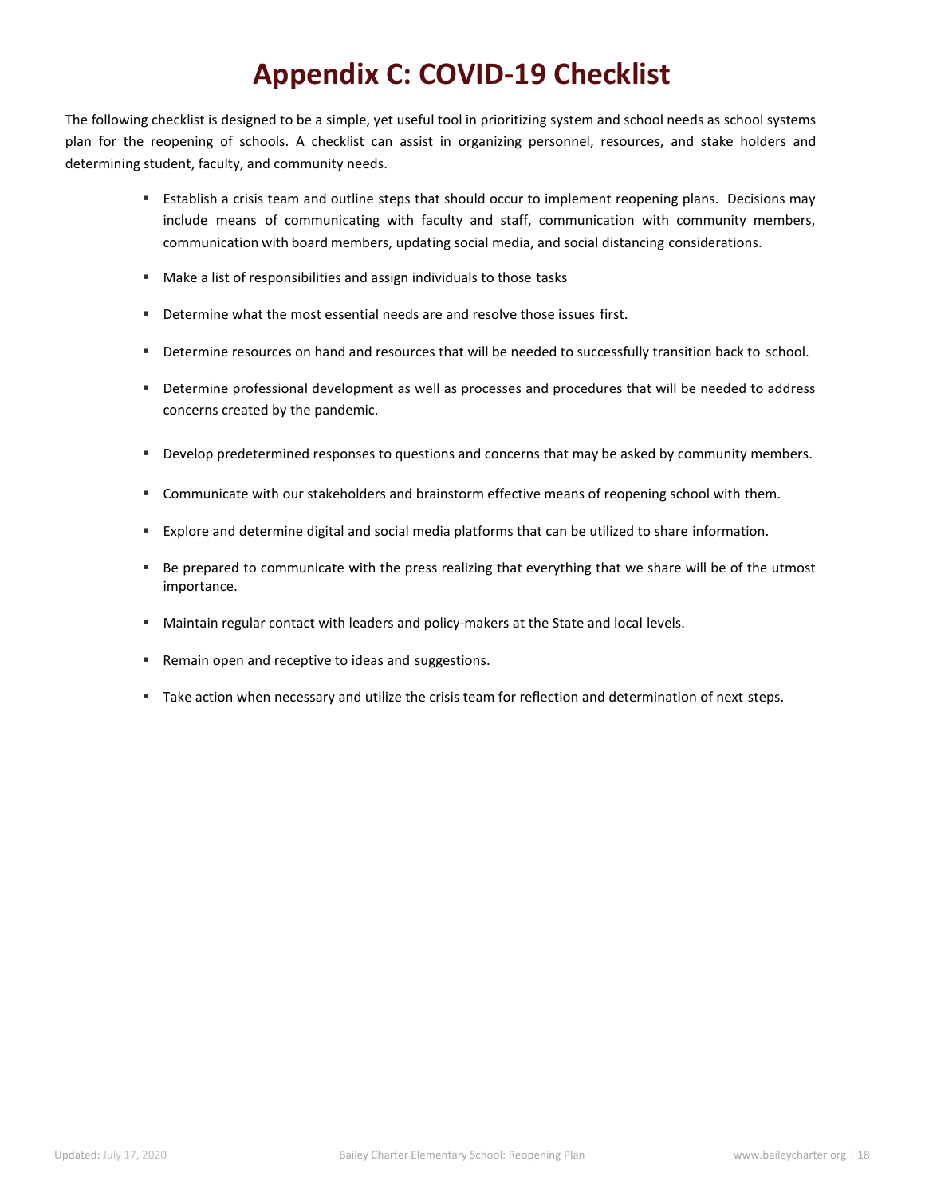# Appendix C: COVID-19 Checklist

The following checklist is designed to be a simple, yet useful tool in prioritizing system and school needs as school systems plan for the reopening of schools. A checklist can assist in organizing personnel, resources, and stake holders and determining student, faculty, and community needs.

- Establish a crisis team and outline steps that should occur to implement reopening plans. Decisions may include means of communicating with faculty and staff, communication with community members, communication with board members, updating social media, and social distancing considerations.
- Make a list of responsibilities and assign individuals to those tasks
- Determine what the most essential needs are and resolve those issues first.
- Determine resources on hand and resources that will be needed to successfully transition back to school.
- Determine professional development as well as processes and procedures that will be needed to address concerns created by the pandemic.
- Develop predetermined responses to questions and concerns that may be asked by community members.
- Communicate with our stakeholders and brainstorm effective means of reopening school with them.
- Explore and determine digital and social media platforms that can be utilized to share information.
- Be prepared to communicate with the press realizing that everything that we share will be of the utmost importance.
- Maintain regular contact with leaders and policy-makers at the State and local levels.
- Remain open and receptive to ideas and suggestions.
- Take action when necessary and utilize the crisis team for reflection and determination of next steps.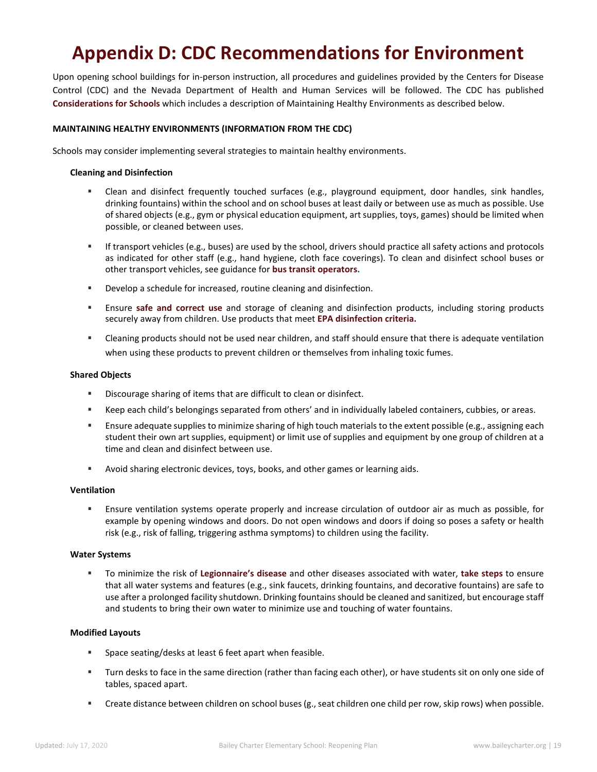# Appendix D: CDC Recommendations for Environment

Upon opening school buildings for in-person instruction, all procedures and guidelines provided by the Centers for Disease Control (CDC) and the Nevada Department of Health and Human Services will be followed. The CDC has published **Considerations for Schools** which includes a description of Maintaining Healthy Environments as described below.

**MAINTAINING HEALTHY ENVIRONMENTS (INFORMATION FROM THE CDC)**

Schools may consider implementing several strategies to maintain healthy environments.

**Cleaning and Disinfection**

- Clean and disinfect frequently touched surfaces (e.g., playground equipment, door handles, sink handles, drinking fountains) within the school and on school buses at least daily or between use as much as possible. Use of shared objects (e.g., gym or physical education equipment, art supplies, toys, games) should be limited when possible, or cleaned between uses.
- If transport vehicles (e.g., buses) are used by the school, drivers should practice all safety actions and protocols as indicated for other staff (e.g., hand hygiene, cloth face coverings). To clean and disinfect school buses or other transport vehicles, see guidance for **bus transit operators.**
- Develop a schedule for increased, routine cleaning and disinfection.
- Ensure **safe and correct use** and storage of cleaning and disinfection products, including storing products securely away from children. Use products that meet **EPA disinfection criteria.**
- Cleaning products should not be used near children, and staff should ensure that there is adequate ventilation when using these products to prevent children or themselves from inhaling toxic fumes.

**Shared Objects**

- Discourage sharing of items that are difficult to clean or disinfect.
- Keep each child's belongings separated from others' and in individually labeled containers, cubbies, or areas.
- Ensure adequate supplies to minimize sharing of high touch materials to the extent possible (e.g., assigning each student their own art supplies, equipment) or limit use of supplies and equipment by one group of children at a time and clean and disinfect between use.
- Avoid sharing electronic devices, toys, books, and other games or learning aids.

**Ventilation**

- Ensure ventilation systems operate properly and increase circulation of outdoor air as much as possible, for example by opening windows and doors. Do not open windows and doors if doing so poses a safety or health risk (e.g., risk of falling, triggering asthma symptoms) to children using the facility.

**Water Systems**

- To minimize the risk of **Legionnaire's disease** and other diseases associated with water, **take steps** to ensure that all water systems and features (e.g., sink faucets, drinking fountains, and decorative fountains) are safe to use after a prolonged facility shutdown. Drinking fountains should be cleaned and sanitized, but encourage staff and students to bring their own water to minimize use and touching of water fountains.

**Modified Layouts**

- Space seating/desks at least 6 feet apart when feasible.
- Turn desks to face in the same direction (rather than facing each other), or have students sit on only one side of tables, spaced apart.
- Create distance between children on school buses (g., seat children one child per row, skip rows) when possible.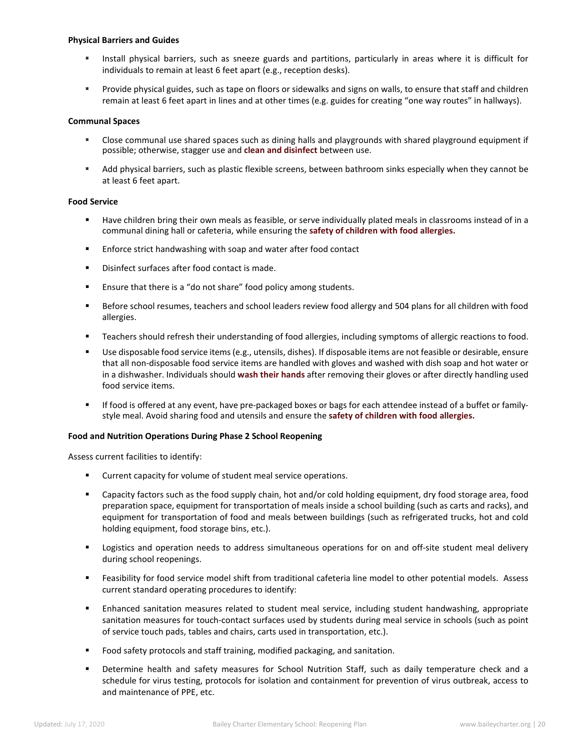**Physical Barriers and Guides**

- Install physical barriers, such as sneeze guards and partitions, particularly in areas where it is difficult for individuals to remain at least 6 feet apart (e.g., reception desks).
- Provide physical guides, such as tape on floors or sidewalks and signs on walls, to ensure that staff and children remain at least 6 feet apart in lines and at other times (e.g. guides for creating "one way routes" in hallways).

**Communal Spaces**

- Close communal use shared spaces such as dining halls and playgrounds with shared playground equipment if possible; otherwise, stagger use and **clean and disinfect** between use.
- Add physical barriers, such as plastic flexible screens, between bathroom sinks especially when they cannot be at least 6 feet apart.

**Food Service**

- Have children bring their own meals as feasible, or serve individually plated meals in classrooms instead of in a communal dining hall or cafeteria, while ensuring the **safety of children with food allergies.**
- Enforce strict handwashing with soap and water after food contact
- Disinfect surfaces after food contact is made.
- Ensure that there is a "do not share" food policy among students.
- Before school resumes, teachers and school leaders review food allergy and 504 plans for all children with food allergies.
- Teachers should refresh their understanding of food allergies, including symptoms of allergic reactions to food.
- Use disposable food service items (e.g., utensils, dishes). If disposable items are not feasible or desirable, ensure that all non-disposable food service items are handled with gloves and washed with dish soap and hot water or in a dishwasher. Individuals should **wash their hands** after removing their gloves or after directly handling used food service items.
- If food is offered at any event, have pre-packaged boxes or bags for each attendee instead of a buffet or family-style meal. Avoid sharing food and utensils and ensure the **safety of children with food allergies.**

**Food and Nutrition Operations During Phase 2 School Reopening**

Assess current facilities to identify:

- Current capacity for volume of student meal service operations.
- Capacity factors such as the food supply chain, hot and/or cold holding equipment, dry food storage area, food preparation space, equipment for transportation of meals inside a school building (such as carts and racks), and equipment for transportation of food and meals between buildings (such as refrigerated trucks, hot and cold holding equipment, food storage bins, etc.).
- Logistics and operation needs to address simultaneous operations for on and off-site student meal delivery during school reopenings.
- Feasibility for food service model shift from traditional cafeteria line model to other potential models. Assess current standard operating procedures to identify:
- Enhanced sanitation measures related to student meal service, including student handwashing, appropriate sanitation measures for touch-contact surfaces used by students during meal service in schools (such as point of service touch pads, tables and chairs, carts used in transportation, etc.).
- Food safety protocols and staff training, modified packaging, and sanitation.
- Determine health and safety measures for School Nutrition Staff, such as daily temperature check and a schedule for virus testing, protocols for isolation and containment for prevention of virus outbreak, access to and maintenance of PPE, etc.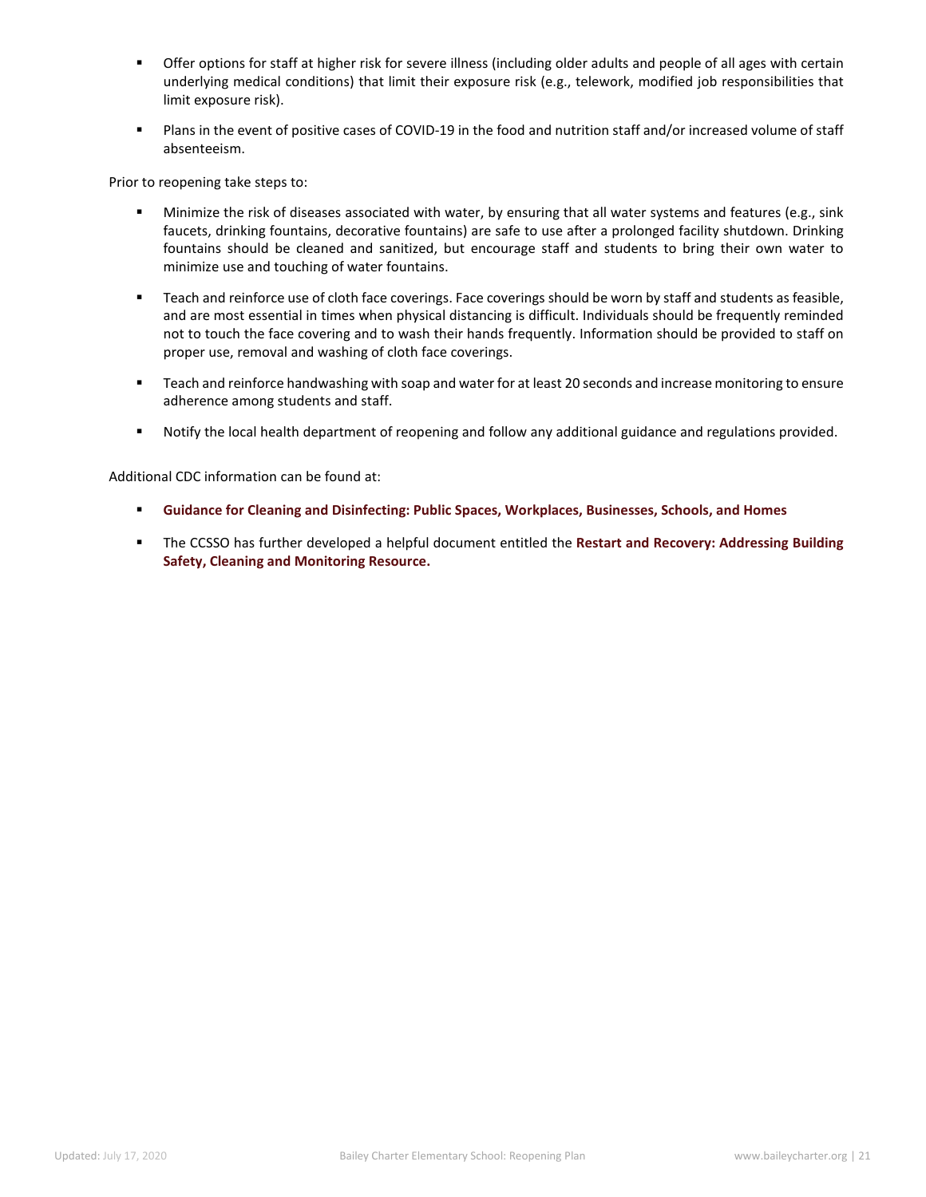- Offer options for staff at higher risk for severe illness (including older adults and people of all ages with certain underlying medical conditions) that limit their exposure risk (e.g., telework, modified job responsibilities that limit exposure risk).
- Plans in the event of positive cases of COVID-19 in the food and nutrition staff and/or increased volume of staff absenteeism.

Prior to reopening take steps to:

- Minimize the risk of diseases associated with water, by ensuring that all water systems and features (e.g., sink faucets, drinking fountains, decorative fountains) are safe to use after a prolonged facility shutdown. Drinking fountains should be cleaned and sanitized, but encourage staff and students to bring their own water to minimize use and touching of water fountains.
- Teach and reinforce use of cloth face coverings. Face coverings should be worn by staff and students as feasible, and are most essential in times when physical distancing is difficult. Individuals should be frequently reminded not to touch the face covering and to wash their hands frequently. Information should be provided to staff on proper use, removal and washing of cloth face coverings.
- Teach and reinforce handwashing with soap and water for at least 20 seconds and increase monitoring to ensure adherence among students and staff.
- Notify the local health department of reopening and follow any additional guidance and regulations provided.

Additional CDC information can be found at:

- **Guidance for Cleaning and Disinfecting: Public Spaces, Workplaces, Businesses, Schools, and Homes**
- The CCSSO has further developed a helpful document entitled the **Restart and Recovery: Addressing Building Safety, Cleaning and Monitoring Resource.**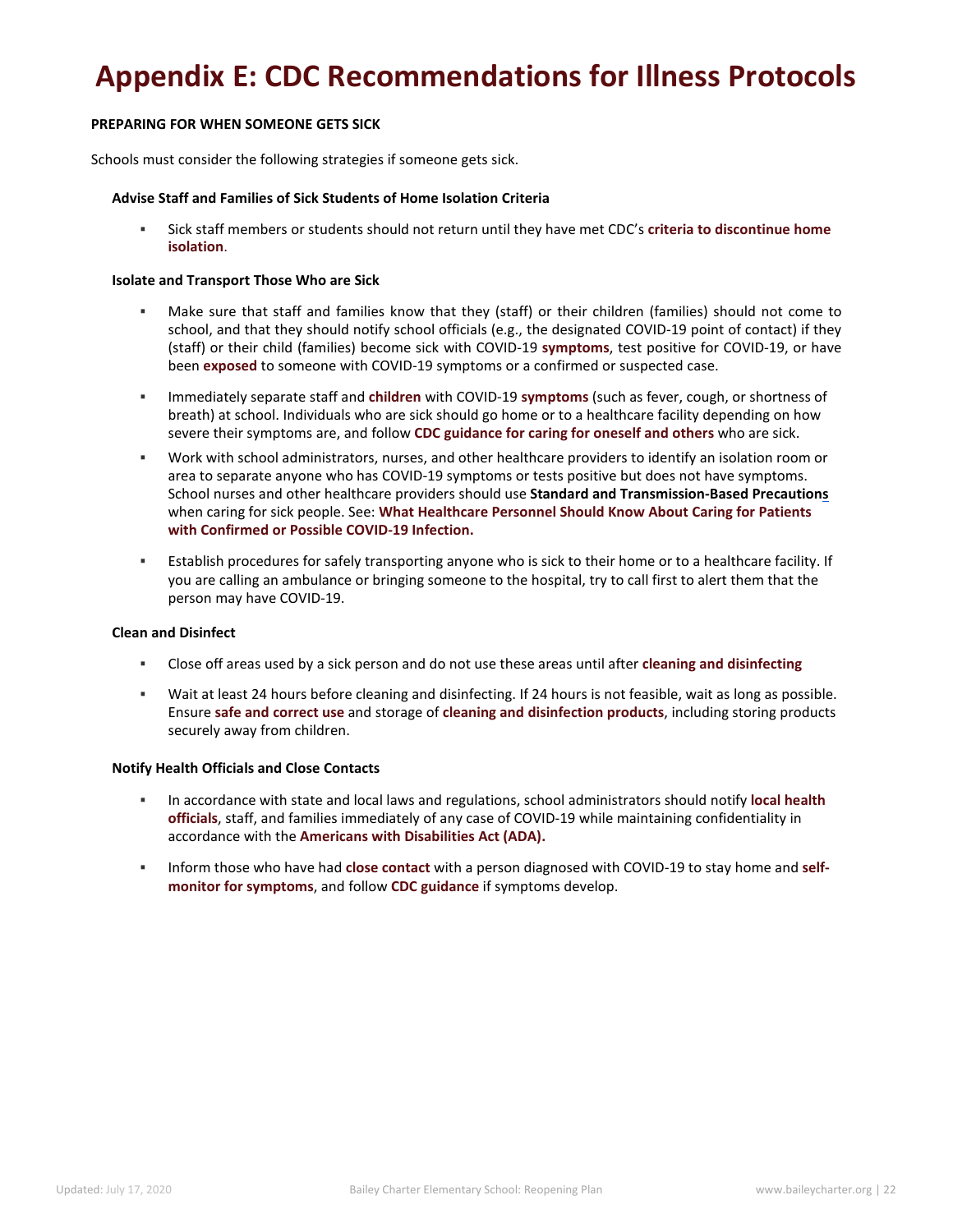# Appendix E: CDC Recommendations for Illness Protocols

**PREPARING FOR WHEN SOMEONE GETS SICK**

Schools must consider the following strategies if someone gets sick.

**Advise Staff and Families of Sick Students of Home Isolation Criteria**

- Sick staff members or students should not return until they have met CDC's **criteria to discontinue home isolation**.

**Isolate and Transport Those Who are Sick**

- Make sure that staff and families know that they (staff) or their children (families) should not come to school, and that they should notify school officials (e.g., the designated COVID-19 point of contact) if they (staff) or their child (families) become sick with COVID-19 **symptoms**, test positive for COVID-19, or have been **exposed** to someone with COVID-19 symptoms or a confirmed or suspected case.
- Immediately separate staff and **children** with COVID-19 **symptoms** (such as fever, cough, or shortness of breath) at school. Individuals who are sick should go home or to a healthcare facility depending on how severe their symptoms are, and follow **CDC guidance for caring for oneself and others** who are sick.
- Work with school administrators, nurses, and other healthcare providers to identify an isolation room or area to separate anyone who has COVID-19 symptoms or tests positive but does not have symptoms. School nurses and other healthcare providers should use **Standard and Transmission-Based Precautions** when caring for sick people. See: **What Healthcare Personnel Should Know About Caring for Patients with Confirmed or Possible COVID-19 Infection.**
- Establish procedures for safely transporting anyone who is sick to their home or to a healthcare facility. If you are calling an ambulance or bringing someone to the hospital, try to call first to alert them that the person may have COVID-19.

**Clean and Disinfect**

- Close off areas used by a sick person and do not use these areas until after **cleaning and disinfecting**
- Wait at least 24 hours before cleaning and disinfecting. If 24 hours is not feasible, wait as long as possible. Ensure **safe and correct use** and storage of **cleaning and disinfection products**, including storing products securely away from children.

**Notify Health Officials and Close Contacts**

- In accordance with state and local laws and regulations, school administrators should notify **local health officials**, staff, and families immediately of any case of COVID-19 while maintaining confidentiality in accordance with the **Americans with Disabilities Act (ADA).**
- Inform those who have had **close contact** with a person diagnosed with COVID-19 to stay home and **self-monitor for symptoms**, and follow **CDC guidance** if symptoms develop.